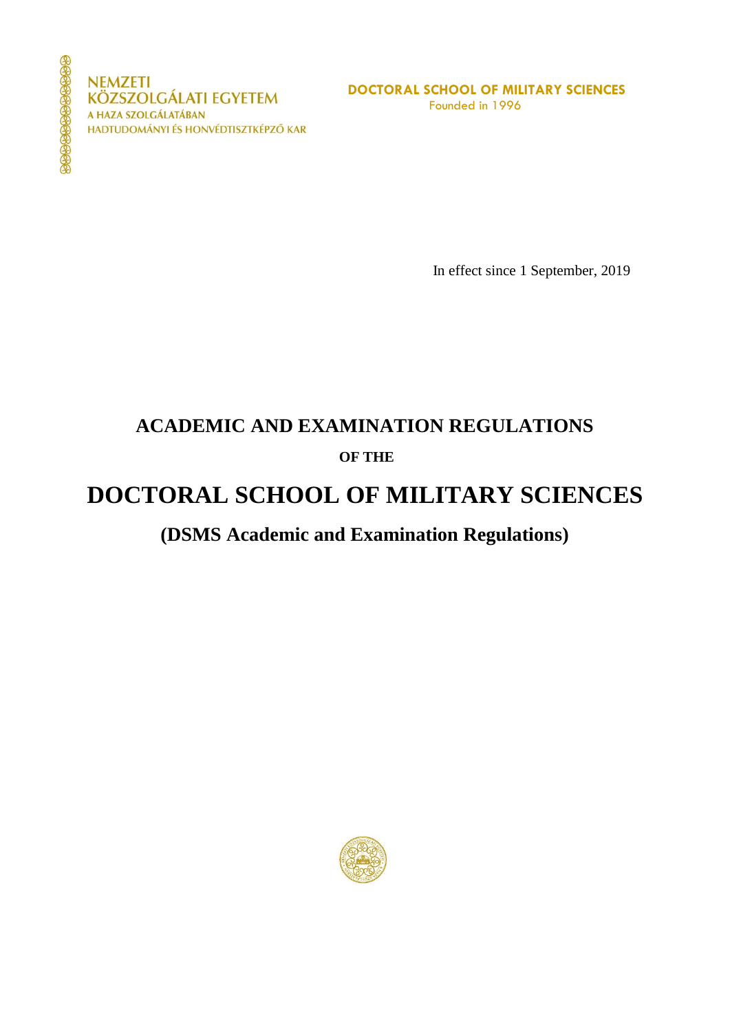NEMZETI
KÖZSZOLGÁLATI EGYETEM
A HAZA SZOLGÁLATÁBAN
HADTUDOMÁNYI ÉS HONVÉDTISZTKÉPZŐ KAR

DOCTORAL SCHOOL OF MILITARY SCIENCES
Founded in 1996

In effect since 1 September, 2019

# ACADEMIC AND EXAMINATION REGULATIONS

**OF THE**

# DOCTORAL SCHOOL OF MILITARY SCIENCES

## (DSMS Academic and Examination Regulations)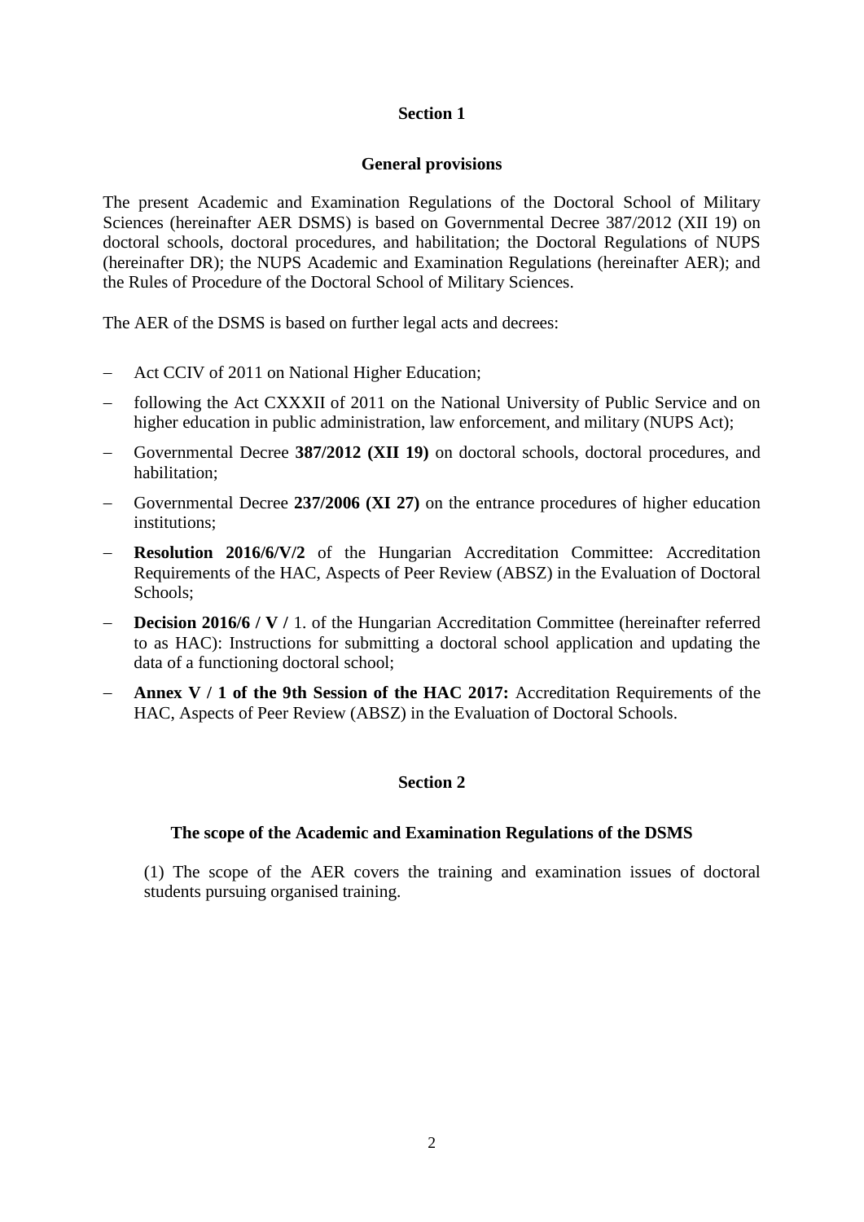## Section 1

### General provisions

The present Academic and Examination Regulations of the Doctoral School of Military Sciences (hereinafter AER DSMS) is based on Governmental Decree 387/2012 (XII 19) on doctoral schools, doctoral procedures, and habilitation; the Doctoral Regulations of NUPS (hereinafter DR); the NUPS Academic and Examination Regulations (hereinafter AER); and the Rules of Procedure of the Doctoral School of Military Sciences.

The AER of the DSMS is based on further legal acts and decrees:

- Act CCIV of 2011 on National Higher Education;
- following the Act CXXXII of 2011 on the National University of Public Service and on higher education in public administration, law enforcement, and military (NUPS Act);
- Governmental Decree **387/2012 (XII 19)** on doctoral schools, doctoral procedures, and habilitation;
- Governmental Decree **237/2006 (XI 27)** on the entrance procedures of higher education institutions;
- **Resolution 2016/6/V/2** of the Hungarian Accreditation Committee: Accreditation Requirements of the HAC, Aspects of Peer Review (ABSZ) in the Evaluation of Doctoral Schools;
- **Decision 2016/6 / V /** 1. of the Hungarian Accreditation Committee (hereinafter referred to as HAC): Instructions for submitting a doctoral school application and updating the data of a functioning doctoral school;
- **Annex V / 1 of the 9th Session of the HAC 2017:** Accreditation Requirements of the HAC, Aspects of Peer Review (ABSZ) in the Evaluation of Doctoral Schools.

## Section 2

### The scope of the Academic and Examination Regulations of the DSMS

(1) The scope of the AER covers the training and examination issues of doctoral students pursuing organised training.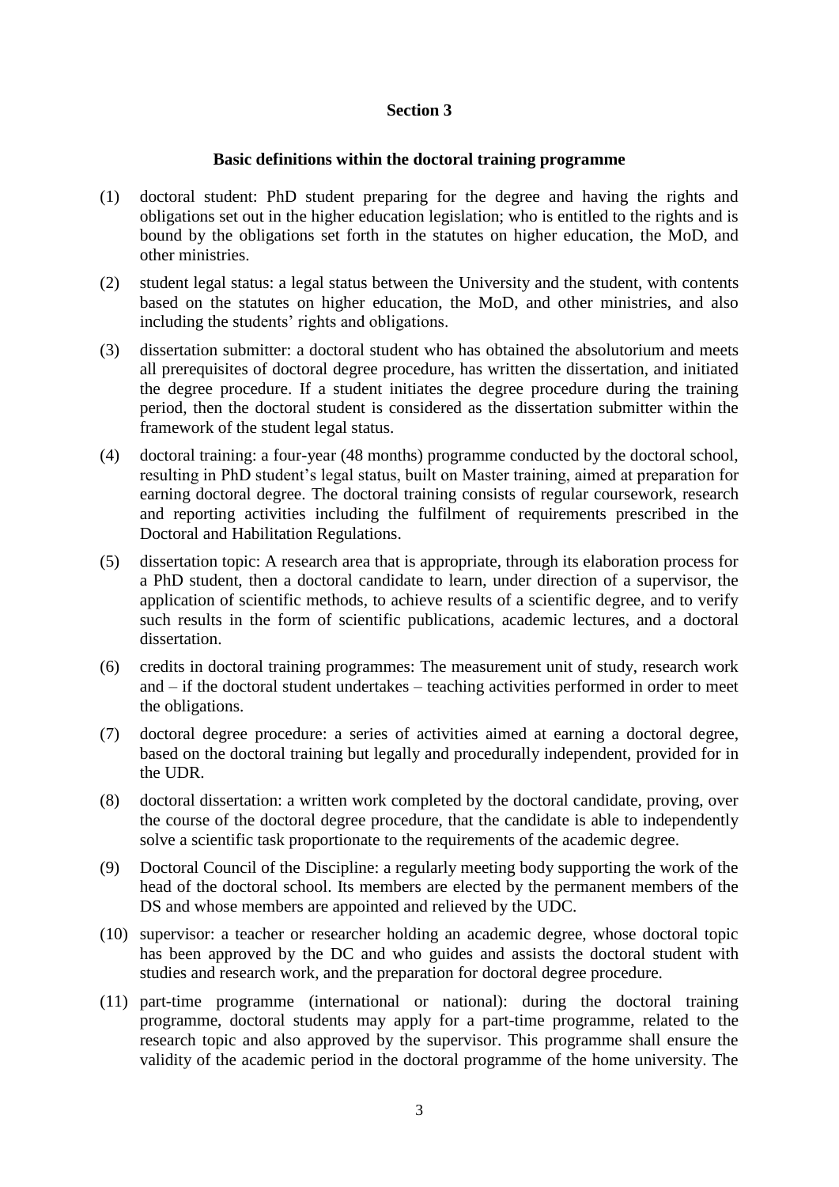**Section 3**

**Basic definitions within the doctoral training programme**

(1) doctoral student: PhD student preparing for the degree and having the rights and obligations set out in the higher education legislation; who is entitled to the rights and is bound by the obligations set forth in the statutes on higher education, the MoD, and other ministries.

(2) student legal status: a legal status between the University and the student, with contents based on the statutes on higher education, the MoD, and other ministries, and also including the students' rights and obligations.

(3) dissertation submitter: a doctoral student who has obtained the absolutorium and meets all prerequisites of doctoral degree procedure, has written the dissertation, and initiated the degree procedure. If a student initiates the degree procedure during the training period, then the doctoral student is considered as the dissertation submitter within the framework of the student legal status.

(4) doctoral training: a four-year (48 months) programme conducted by the doctoral school, resulting in PhD student's legal status, built on Master training, aimed at preparation for earning doctoral degree. The doctoral training consists of regular coursework, research and reporting activities including the fulfilment of requirements prescribed in the Doctoral and Habilitation Regulations.

(5) dissertation topic: A research area that is appropriate, through its elaboration process for a PhD student, then a doctoral candidate to learn, under direction of a supervisor, the application of scientific methods, to achieve results of a scientific degree, and to verify such results in the form of scientific publications, academic lectures, and a doctoral dissertation.

(6) credits in doctoral training programmes: The measurement unit of study, research work and – if the doctoral student undertakes – teaching activities performed in order to meet the obligations.

(7) doctoral degree procedure: a series of activities aimed at earning a doctoral degree, based on the doctoral training but legally and procedurally independent, provided for in the UDR.

(8) doctoral dissertation: a written work completed by the doctoral candidate, proving, over the course of the doctoral degree procedure, that the candidate is able to independently solve a scientific task proportionate to the requirements of the academic degree.

(9) Doctoral Council of the Discipline: a regularly meeting body supporting the work of the head of the doctoral school. Its members are elected by the permanent members of the DS and whose members are appointed and relieved by the UDC.

(10) supervisor: a teacher or researcher holding an academic degree, whose doctoral topic has been approved by the DC and who guides and assists the doctoral student with studies and research work, and the preparation for doctoral degree procedure.

(11) part-time programme (international or national): during the doctoral training programme, doctoral students may apply for a part-time programme, related to the research topic and also approved by the supervisor. This programme shall ensure the validity of the academic period in the doctoral programme of the home university. The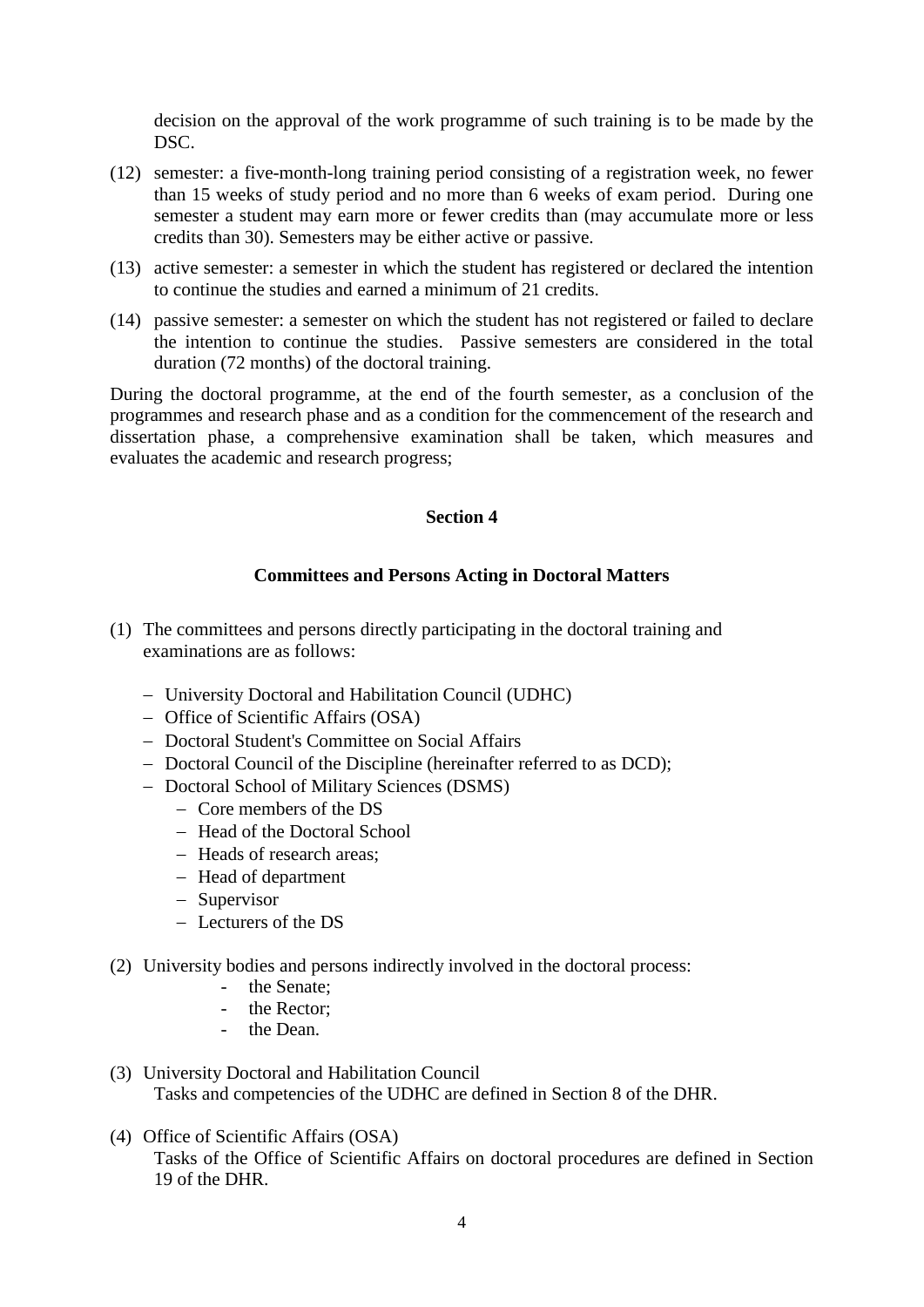decision on the approval of the work programme of such training is to be made by the DSC.

(12) semester: a five-month-long training period consisting of a registration week, no fewer than 15 weeks of study period and no more than 6 weeks of exam period. During one semester a student may earn more or fewer credits than (may accumulate more or less credits than 30). Semesters may be either active or passive.

(13) active semester: a semester in which the student has registered or declared the intention to continue the studies and earned a minimum of 21 credits.

(14) passive semester: a semester on which the student has not registered or failed to declare the intention to continue the studies. Passive semesters are considered in the total duration (72 months) of the doctoral training.

During the doctoral programme, at the end of the fourth semester, as a conclusion of the programmes and research phase and as a condition for the commencement of the research and dissertation phase, a comprehensive examination shall be taken, which measures and evaluates the academic and research progress;

## Section 4

### Committees and Persons Acting in Doctoral Matters

(1) The committees and persons directly participating in the doctoral training and examinations are as follows:

- University Doctoral and Habilitation Council (UDHC)
- Office of Scientific Affairs (OSA)
- Doctoral Student's Committee on Social Affairs
- Doctoral Council of the Discipline (hereinafter referred to as DCD);
- Doctoral School of Military Sciences (DSMS)
  - Core members of the DS
  - Head of the Doctoral School
  - Heads of research areas;
  - Head of department
  - Supervisor
  - Lecturers of the DS

(2) University bodies and persons indirectly involved in the doctoral process:

- the Senate;
- the Rector;
- the Dean.

(3) University Doctoral and Habilitation Council

Tasks and competencies of the UDHC are defined in Section 8 of the DHR.

(4) Office of Scientific Affairs (OSA)

Tasks of the Office of Scientific Affairs on doctoral procedures are defined in Section 19 of the DHR.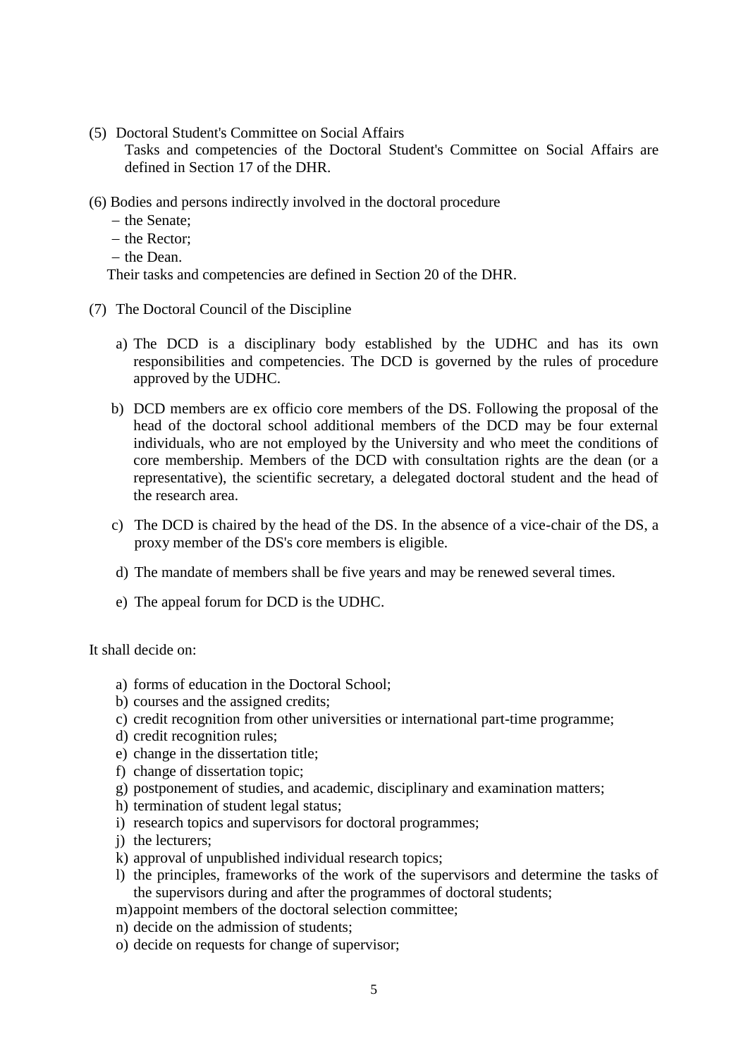(5) Doctoral Student's Committee on Social Affairs

Tasks and competencies of the Doctoral Student's Committee on Social Affairs are defined in Section 17 of the DHR.

(6) Bodies and persons indirectly involved in the doctoral procedure

- the Senate;
- the Rector;
- the Dean.

Their tasks and competencies are defined in Section 20 of the DHR.

(7) The Doctoral Council of the Discipline

a) The DCD is a disciplinary body established by the UDHC and has its own responsibilities and competencies. The DCD is governed by the rules of procedure approved by the UDHC.

b) DCD members are ex officio core members of the DS. Following the proposal of the head of the doctoral school additional members of the DCD may be four external individuals, who are not employed by the University and who meet the conditions of core membership. Members of the DCD with consultation rights are the dean (or a representative), the scientific secretary, a delegated doctoral student and the head of the research area.

c) The DCD is chaired by the head of the DS. In the absence of a vice-chair of the DS, a proxy member of the DS's core members is eligible.

d) The mandate of members shall be five years and may be renewed several times.

e) The appeal forum for DCD is the UDHC.

It shall decide on:

a) forms of education in the Doctoral School;
b) courses and the assigned credits;
c) credit recognition from other universities or international part-time programme;
d) credit recognition rules;
e) change in the dissertation title;
f) change of dissertation topic;
g) postponement of studies, and academic, disciplinary and examination matters;
h) termination of student legal status;
i) research topics and supervisors for doctoral programmes;
j) the lecturers;
k) approval of unpublished individual research topics;
l) the principles, frameworks of the work of the supervisors and determine the tasks of the supervisors during and after the programmes of doctoral students;
m) appoint members of the doctoral selection committee;
n) decide on the admission of students;
o) decide on requests for change of supervisor;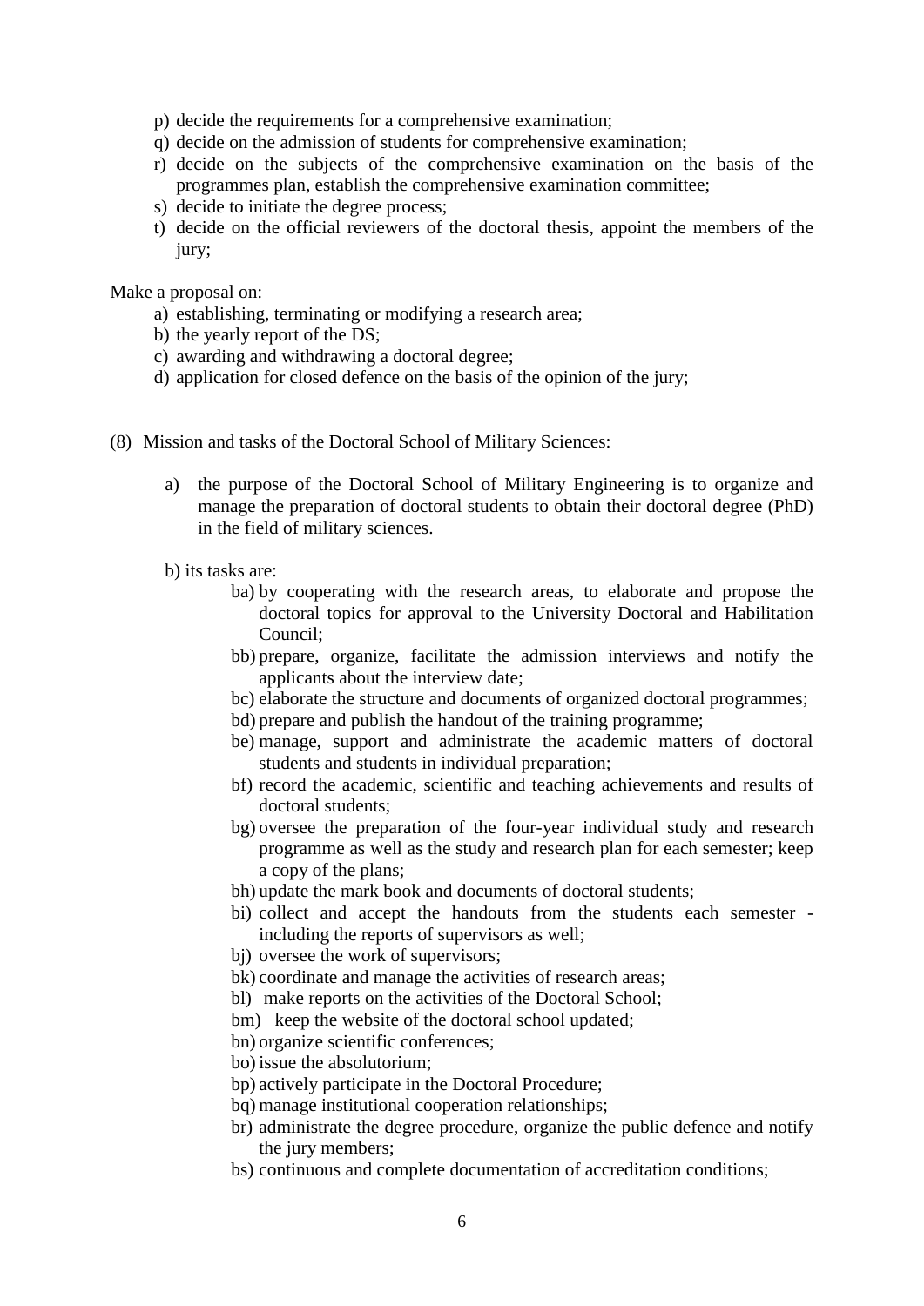p) decide the requirements for a comprehensive examination;
q) decide on the admission of students for comprehensive examination;
r) decide on the subjects of the comprehensive examination on the basis of the programmes plan, establish the comprehensive examination committee;
s) decide to initiate the degree process;
t) decide on the official reviewers of the doctoral thesis, appoint the members of the jury;

Make a proposal on:

a) establishing, terminating or modifying a research area;
b) the yearly report of the DS;
c) awarding and withdrawing a doctoral degree;
d) application for closed defence on the basis of the opinion of the jury;

(8) Mission and tasks of the Doctoral School of Military Sciences:

a) the purpose of the Doctoral School of Military Engineering is to organize and manage the preparation of doctoral students to obtain their doctoral degree (PhD) in the field of military sciences.

b) its tasks are:

ba) by cooperating with the research areas, to elaborate and propose the doctoral topics for approval to the University Doctoral and Habilitation Council;
bb) prepare, organize, facilitate the admission interviews and notify the applicants about the interview date;
bc) elaborate the structure and documents of organized doctoral programmes;
bd) prepare and publish the handout of the training programme;
be) manage, support and administrate the academic matters of doctoral students and students in individual preparation;
bf) record the academic, scientific and teaching achievements and results of doctoral students;
bg) oversee the preparation of the four-year individual study and research programme as well as the study and research plan for each semester; keep a copy of the plans;
bh) update the mark book and documents of doctoral students;
bi) collect and accept the handouts from the students each semester - including the reports of supervisors as well;
bj) oversee the work of supervisors;
bk) coordinate and manage the activities of research areas;
bl) make reports on the activities of the Doctoral School;
bm) keep the website of the doctoral school updated;
bn) organize scientific conferences;
bo) issue the absolutorium;
bp) actively participate in the Doctoral Procedure;
bq) manage institutional cooperation relationships;
br) administrate the degree procedure, organize the public defence and notify the jury members;
bs) continuous and complete documentation of accreditation conditions;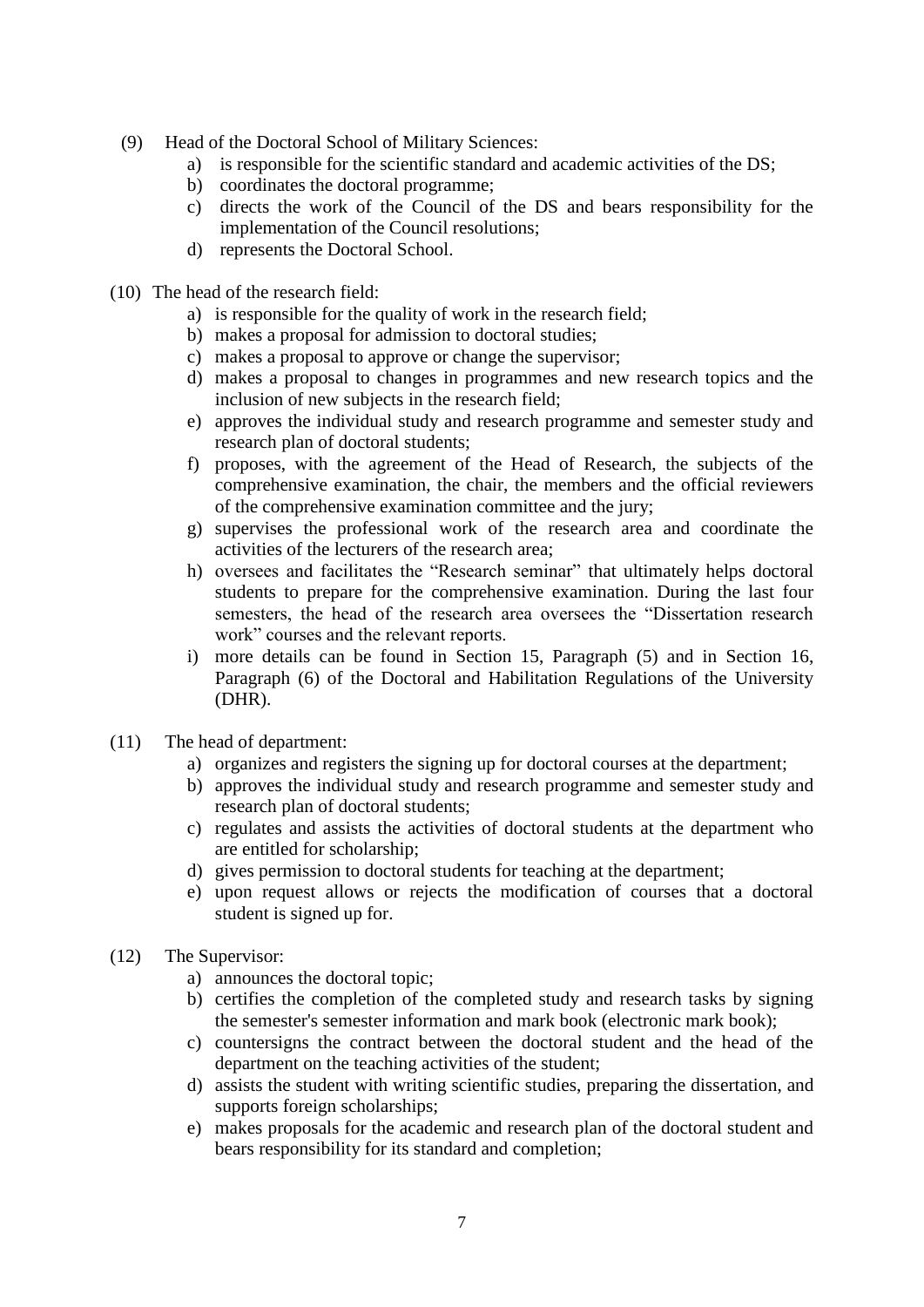(9) Head of the Doctoral School of Military Sciences:

a) is responsible for the scientific standard and academic activities of the DS;
b) coordinates the doctoral programme;
c) directs the work of the Council of the DS and bears responsibility for the implementation of the Council resolutions;
d) represents the Doctoral School.

(10) The head of the research field:

a) is responsible for the quality of work in the research field;
b) makes a proposal for admission to doctoral studies;
c) makes a proposal to approve or change the supervisor;
d) makes a proposal to changes in programmes and new research topics and the inclusion of new subjects in the research field;
e) approves the individual study and research programme and semester study and research plan of doctoral students;
f) proposes, with the agreement of the Head of Research, the subjects of the comprehensive examination, the chair, the members and the official reviewers of the comprehensive examination committee and the jury;
g) supervises the professional work of the research area and coordinate the activities of the lecturers of the research area;
h) oversees and facilitates the "Research seminar" that ultimately helps doctoral students to prepare for the comprehensive examination. During the last four semesters, the head of the research area oversees the "Dissertation research work" courses and the relevant reports.
i) more details can be found in Section 15, Paragraph (5) and in Section 16, Paragraph (6) of the Doctoral and Habilitation Regulations of the University (DHR).

(11) The head of department:

a) organizes and registers the signing up for doctoral courses at the department;
b) approves the individual study and research programme and semester study and research plan of doctoral students;
c) regulates and assists the activities of doctoral students at the department who are entitled for scholarship;
d) gives permission to doctoral students for teaching at the department;
e) upon request allows or rejects the modification of courses that a doctoral student is signed up for.

(12) The Supervisor:

a) announces the doctoral topic;
b) certifies the completion of the completed study and research tasks by signing the semester's semester information and mark book (electronic mark book);
c) countersigns the contract between the doctoral student and the head of the department on the teaching activities of the student;
d) assists the student with writing scientific studies, preparing the dissertation, and supports foreign scholarships;
e) makes proposals for the academic and research plan of the doctoral student and bears responsibility for its standard and completion;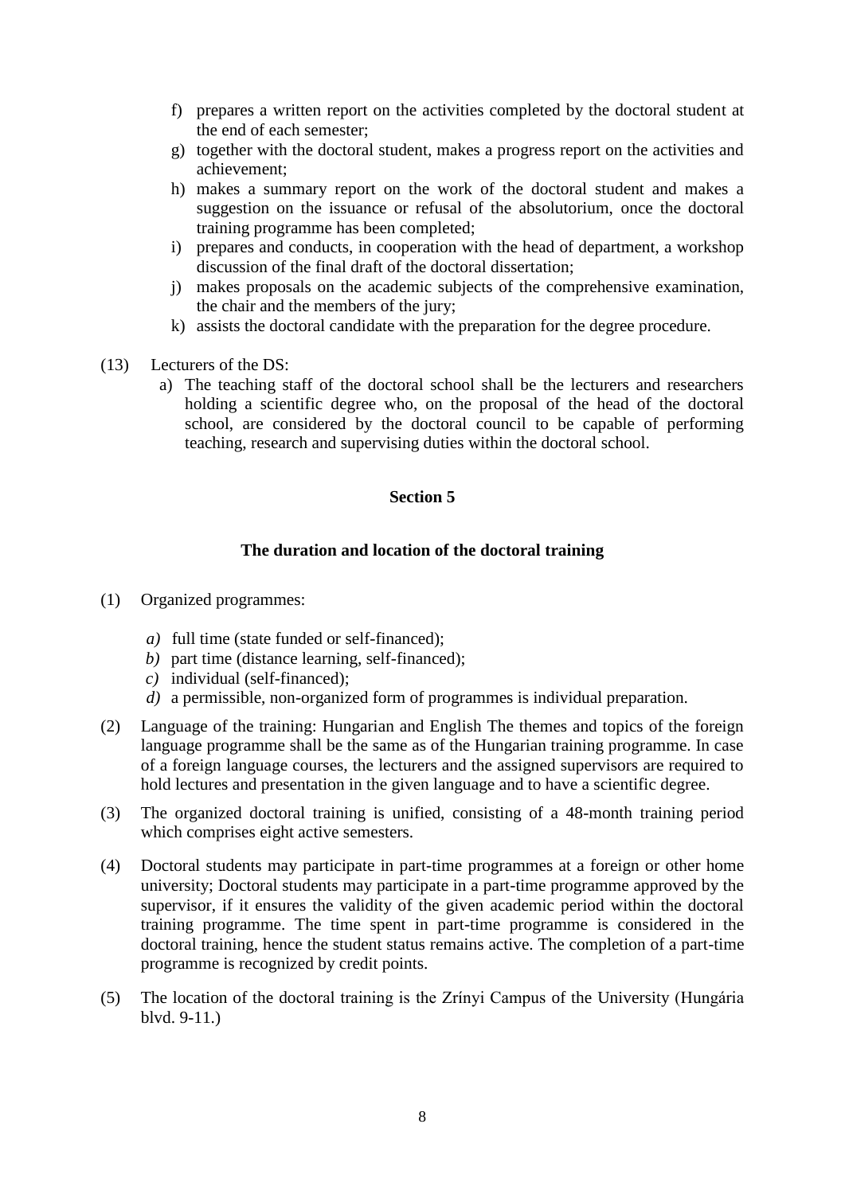f) prepares a written report on the activities completed by the doctoral student at the end of each semester;
g) together with the doctoral student, makes a progress report on the activities and achievement;
h) makes a summary report on the work of the doctoral student and makes a suggestion on the issuance or refusal of the absolutorium, once the doctoral training programme has been completed;
i) prepares and conducts, in cooperation with the head of department, a workshop discussion of the final draft of the doctoral dissertation;
j) makes proposals on the academic subjects of the comprehensive examination, the chair and the members of the jury;
k) assists the doctoral candidate with the preparation for the degree procedure.

(13) Lecturers of the DS:

a) The teaching staff of the doctoral school shall be the lecturers and researchers holding a scientific degree who, on the proposal of the head of the doctoral school, are considered by the doctoral council to be capable of performing teaching, research and supervising duties within the doctoral school.

**Section 5**

**The duration and location of the doctoral training**

(1) Organized programmes:

*a)* full time (state funded or self-financed);
*b)* part time (distance learning, self-financed);
*c)* individual (self-financed);
*d)* a permissible, non-organized form of programmes is individual preparation.

(2) Language of the training: Hungarian and English The themes and topics of the foreign language programme shall be the same as of the Hungarian training programme. In case of a foreign language courses, the lecturers and the assigned supervisors are required to hold lectures and presentation in the given language and to have a scientific degree.

(3) The organized doctoral training is unified, consisting of a 48-month training period which comprises eight active semesters.

(4) Doctoral students may participate in part-time programmes at a foreign or other home university; Doctoral students may participate in a part-time programme approved by the supervisor, if it ensures the validity of the given academic period within the doctoral training programme. The time spent in part-time programme is considered in the doctoral training, hence the student status remains active. The completion of a part-time programme is recognized by credit points.

(5) The location of the doctoral training is the Zrínyi Campus of the University (Hungária blvd. 9-11.)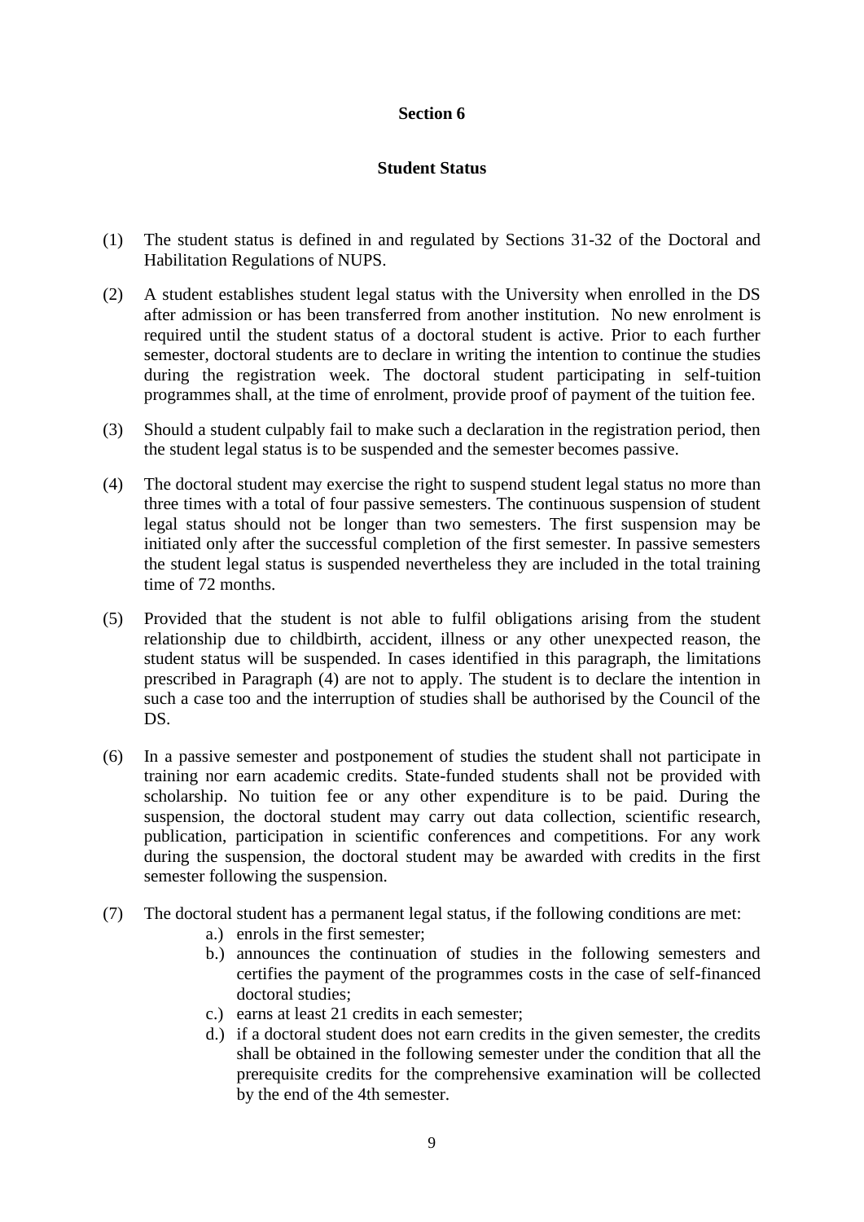## Section 6

## Student Status

(1) The student status is defined in and regulated by Sections 31-32 of the Doctoral and Habilitation Regulations of NUPS.

(2) A student establishes student legal status with the University when enrolled in the DS after admission or has been transferred from another institution. No new enrolment is required until the student status of a doctoral student is active. Prior to each further semester, doctoral students are to declare in writing the intention to continue the studies during the registration week. The doctoral student participating in self-tuition programmes shall, at the time of enrolment, provide proof of payment of the tuition fee.

(3) Should a student culpably fail to make such a declaration in the registration period, then the student legal status is to be suspended and the semester becomes passive.

(4) The doctoral student may exercise the right to suspend student legal status no more than three times with a total of four passive semesters. The continuous suspension of student legal status should not be longer than two semesters. The first suspension may be initiated only after the successful completion of the first semester. In passive semesters the student legal status is suspended nevertheless they are included in the total training time of 72 months.

(5) Provided that the student is not able to fulfil obligations arising from the student relationship due to childbirth, accident, illness or any other unexpected reason, the student status will be suspended. In cases identified in this paragraph, the limitations prescribed in Paragraph (4) are not to apply. The student is to declare the intention in such a case too and the interruption of studies shall be authorised by the Council of the DS.

(6) In a passive semester and postponement of studies the student shall not participate in training nor earn academic credits. State-funded students shall not be provided with scholarship. No tuition fee or any other expenditure is to be paid. During the suspension, the doctoral student may carry out data collection, scientific research, publication, participation in scientific conferences and competitions. For any work during the suspension, the doctoral student may be awarded with credits in the first semester following the suspension.

(7) The doctoral student has a permanent legal status, if the following conditions are met:
   - a.) enrols in the first semester;
   - b.) announces the continuation of studies in the following semesters and certifies the payment of the programmes costs in the case of self-financed doctoral studies;
   - c.) earns at least 21 credits in each semester;
   - d.) if a doctoral student does not earn credits in the given semester, the credits shall be obtained in the following semester under the condition that all the prerequisite credits for the comprehensive examination will be collected by the end of the 4th semester.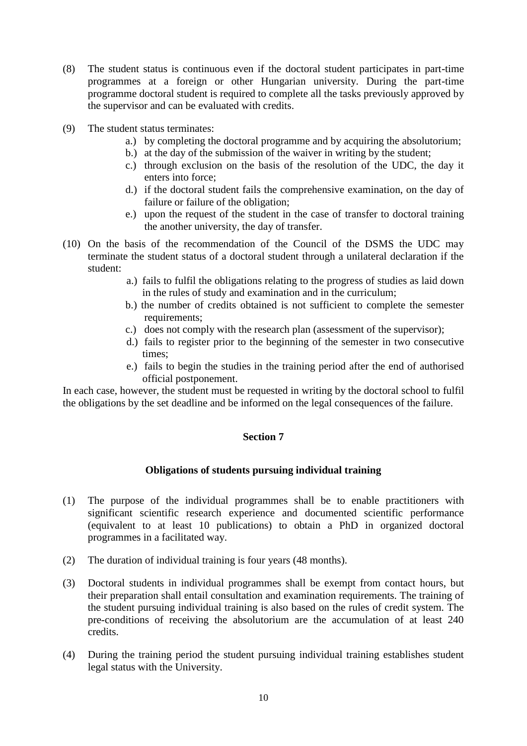(8) The student status is continuous even if the doctoral student participates in part-time programmes at a foreign or other Hungarian university. During the part-time programme doctoral student is required to complete all the tasks previously approved by the supervisor and can be evaluated with credits.

(9) The student status terminates:
   - a.) by completing the doctoral programme and by acquiring the absolutorium;
   - b.) at the day of the submission of the waiver in writing by the student;
   - c.) through exclusion on the basis of the resolution of the UDC, the day it enters into force;
   - d.) if the doctoral student fails the comprehensive examination, on the day of failure or failure of the obligation;
   - e.) upon the request of the student in the case of transfer to doctoral training the another university, the day of transfer.

(10) On the basis of the recommendation of the Council of the DSMS the UDC may terminate the student status of a doctoral student through a unilateral declaration if the student:
   - a.) fails to fulfil the obligations relating to the progress of studies as laid down in the rules of study and examination and in the curriculum;
   - b.) the number of credits obtained is not sufficient to complete the semester requirements;
   - c.) does not comply with the research plan (assessment of the supervisor);
   - d.) fails to register prior to the beginning of the semester in two consecutive times;
   - e.) fails to begin the studies in the training period after the end of authorised official postponement.

In each case, however, the student must be requested in writing by the doctoral school to fulfil the obligations by the set deadline and be informed on the legal consequences of the failure.

## Section 7

### Obligations of students pursuing individual training

(1) The purpose of the individual programmes shall be to enable practitioners with significant scientific research experience and documented scientific performance (equivalent to at least 10 publications) to obtain a PhD in organized doctoral programmes in a facilitated way.

(2) The duration of individual training is four years (48 months).

(3) Doctoral students in individual programmes shall be exempt from contact hours, but their preparation shall entail consultation and examination requirements. The training of the student pursuing individual training is also based on the rules of credit system. The pre-conditions of receiving the absolutorium are the accumulation of at least 240 credits.

(4) During the training period the student pursuing individual training establishes student legal status with the University.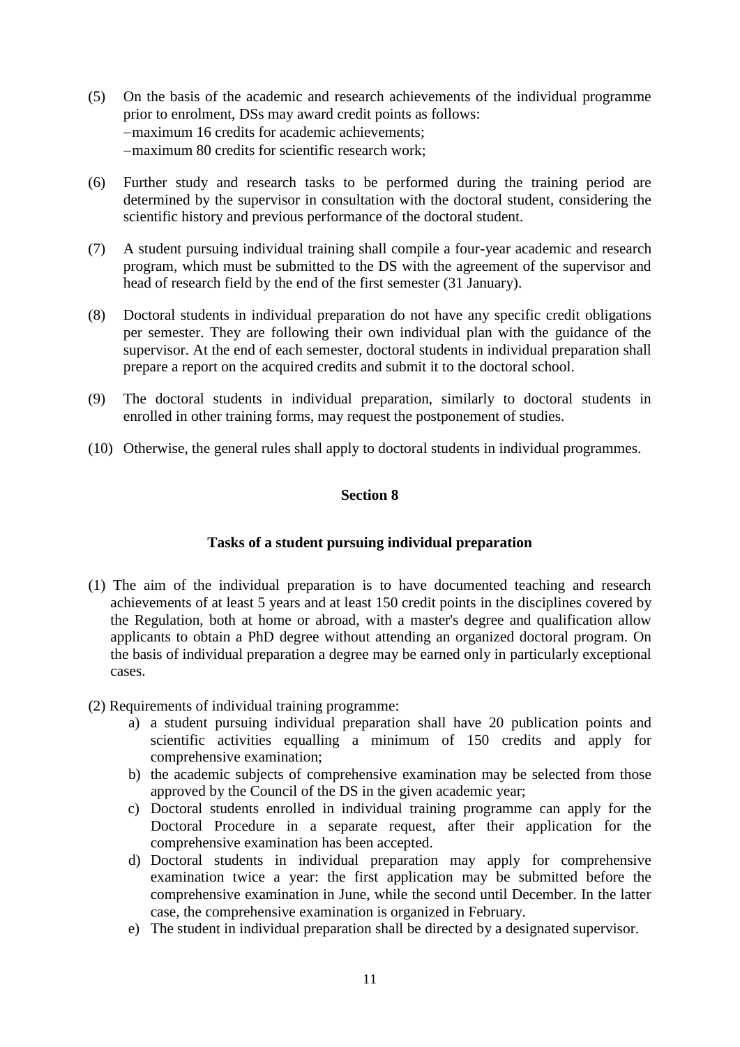(5) On the basis of the academic and research achievements of the individual programme prior to enrolment, DSs may award credit points as follows:
–maximum 16 credits for academic achievements;
–maximum 80 credits for scientific research work;

(6) Further study and research tasks to be performed during the training period are determined by the supervisor in consultation with the doctoral student, considering the scientific history and previous performance of the doctoral student.

(7) A student pursuing individual training shall compile a four-year academic and research program, which must be submitted to the DS with the agreement of the supervisor and head of research field by the end of the first semester (31 January).

(8) Doctoral students in individual preparation do not have any specific credit obligations per semester. They are following their own individual plan with the guidance of the supervisor. At the end of each semester, doctoral students in individual preparation shall prepare a report on the acquired credits and submit it to the doctoral school.

(9) The doctoral students in individual preparation, similarly to doctoral students in enrolled in other training forms, may request the postponement of studies.

(10) Otherwise, the general rules shall apply to doctoral students in individual programmes.

## Section 8

### Tasks of a student pursuing individual preparation

(1) The aim of the individual preparation is to have documented teaching and research achievements of at least 5 years and at least 150 credit points in the disciplines covered by the Regulation, both at home or abroad, with a master's degree and qualification allow applicants to obtain a PhD degree without attending an organized doctoral program. On the basis of individual preparation a degree may be earned only in particularly exceptional cases.

(2) Requirements of individual training programme:

a) a student pursuing individual preparation shall have 20 publication points and scientific activities equalling a minimum of 150 credits and apply for comprehensive examination;
b) the academic subjects of comprehensive examination may be selected from those approved by the Council of the DS in the given academic year;
c) Doctoral students enrolled in individual training programme can apply for the Doctoral Procedure in a separate request, after their application for the comprehensive examination has been accepted.
d) Doctoral students in individual preparation may apply for comprehensive examination twice a year: the first application may be submitted before the comprehensive examination in June, while the second until December. In the latter case, the comprehensive examination is organized in February.
e) The student in individual preparation shall be directed by a designated supervisor.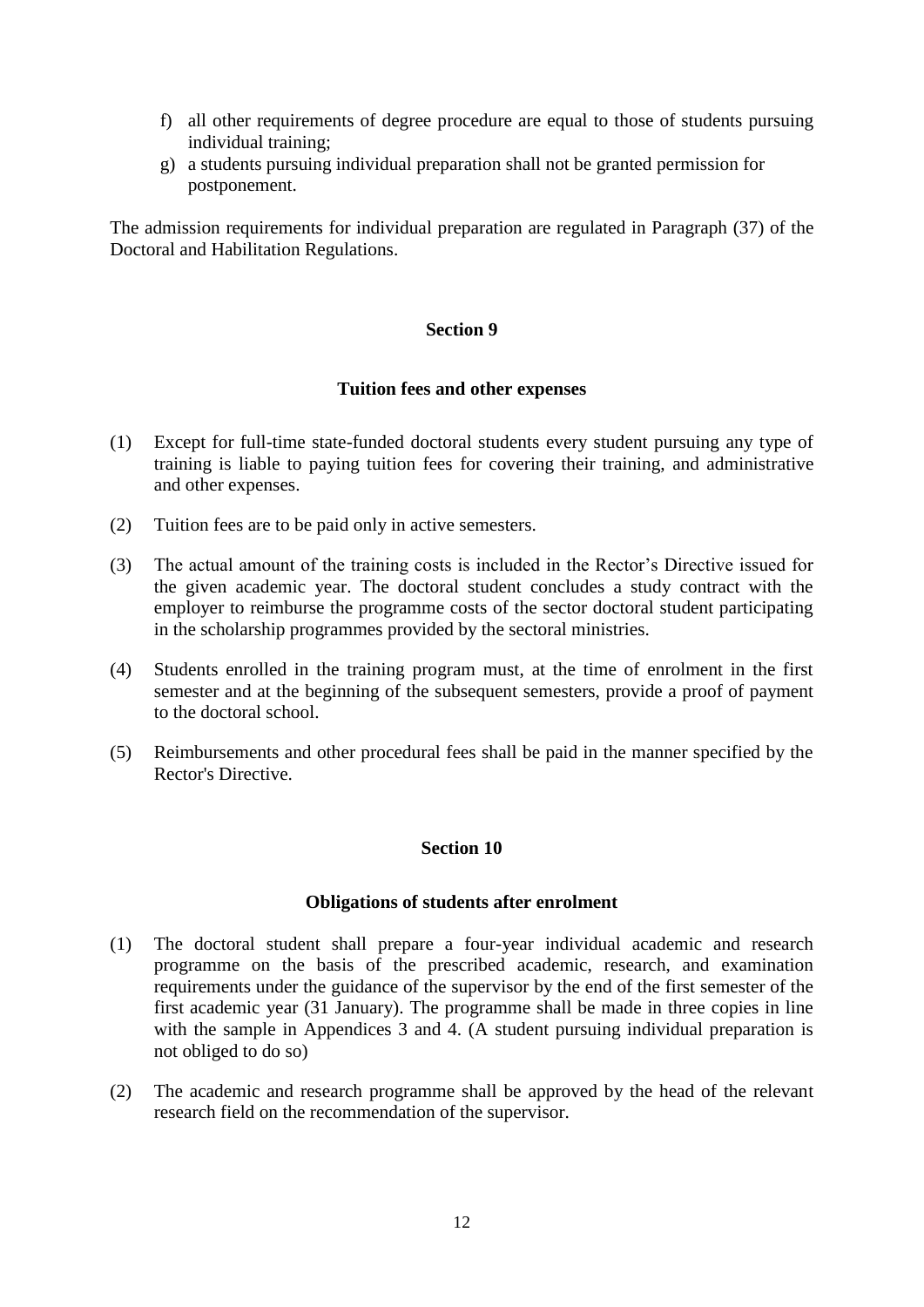f) all other requirements of degree procedure are equal to those of students pursuing individual training;
g) a students pursuing individual preparation shall not be granted permission for postponement.

The admission requirements for individual preparation are regulated in Paragraph (37) of the Doctoral and Habilitation Regulations.

## Section 9

### Tuition fees and other expenses

(1) Except for full-time state-funded doctoral students every student pursuing any type of training is liable to paying tuition fees for covering their training, and administrative and other expenses.

(2) Tuition fees are to be paid only in active semesters.

(3) The actual amount of the training costs is included in the Rector's Directive issued for the given academic year. The doctoral student concludes a study contract with the employer to reimburse the programme costs of the sector doctoral student participating in the scholarship programmes provided by the sectoral ministries.

(4) Students enrolled in the training program must, at the time of enrolment in the first semester and at the beginning of the subsequent semesters, provide a proof of payment to the doctoral school.

(5) Reimbursements and other procedural fees shall be paid in the manner specified by the Rector's Directive.

## Section 10

### Obligations of students after enrolment

(1) The doctoral student shall prepare a four-year individual academic and research programme on the basis of the prescribed academic, research, and examination requirements under the guidance of the supervisor by the end of the first semester of the first academic year (31 January). The programme shall be made in three copies in line with the sample in Appendices 3 and 4. (A student pursuing individual preparation is not obliged to do so)

(2) The academic and research programme shall be approved by the head of the relevant research field on the recommendation of the supervisor.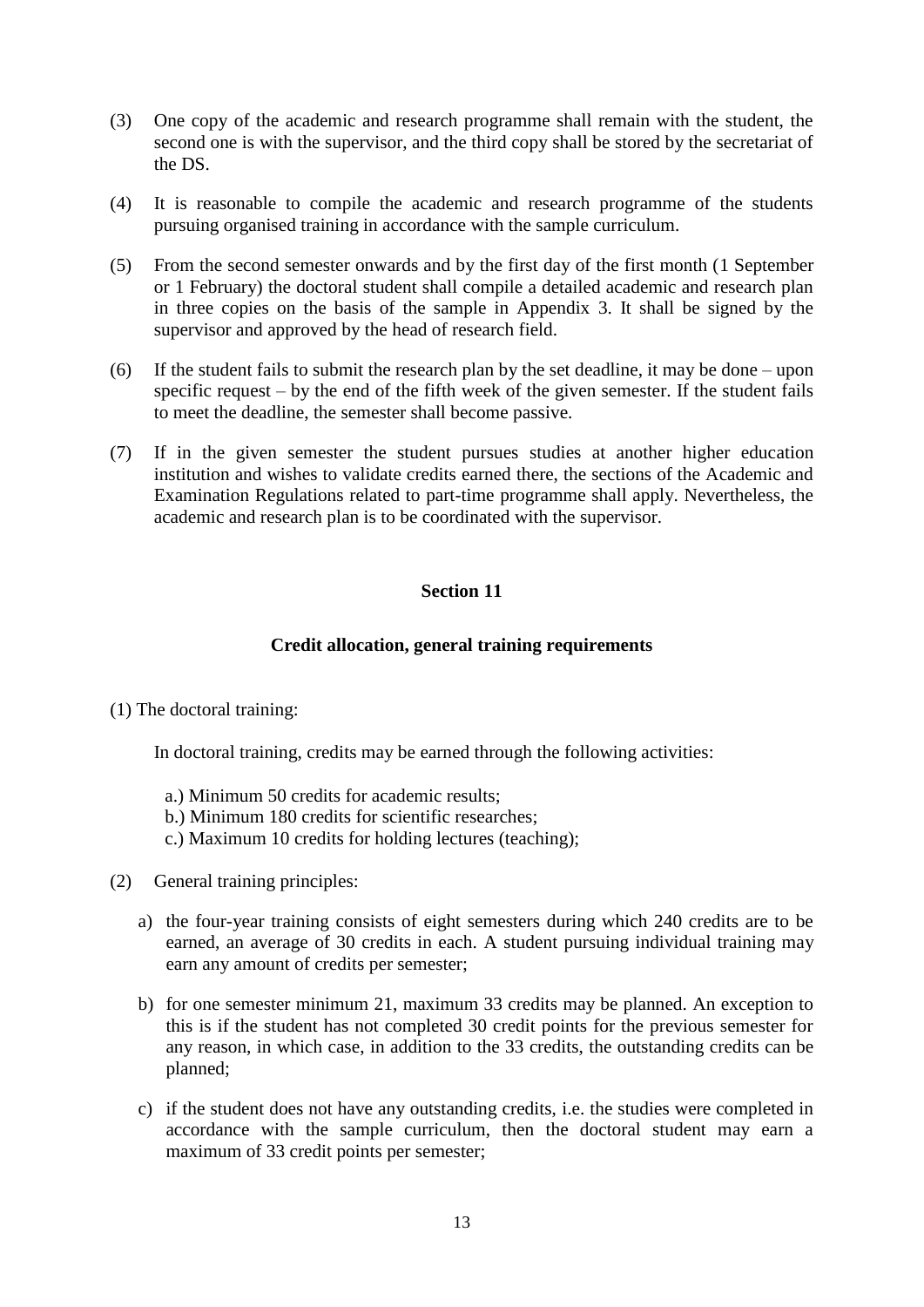(3) One copy of the academic and research programme shall remain with the student, the second one is with the supervisor, and the third copy shall be stored by the secretariat of the DS.

(4) It is reasonable to compile the academic and research programme of the students pursuing organised training in accordance with the sample curriculum.

(5) From the second semester onwards and by the first day of the first month (1 September or 1 February) the doctoral student shall compile a detailed academic and research plan in three copies on the basis of the sample in Appendix 3. It shall be signed by the supervisor and approved by the head of research field.

(6) If the student fails to submit the research plan by the set deadline, it may be done – upon specific request – by the end of the fifth week of the given semester. If the student fails to meet the deadline, the semester shall become passive.

(7) If in the given semester the student pursues studies at another higher education institution and wishes to validate credits earned there, the sections of the Academic and Examination Regulations related to part-time programme shall apply. Nevertheless, the academic and research plan is to be coordinated with the supervisor.

## Section 11

### Credit allocation, general training requirements

(1) The doctoral training:

In doctoral training, credits may be earned through the following activities:

a.) Minimum 50 credits for academic results;
b.) Minimum 180 credits for scientific researches;
c.) Maximum 10 credits for holding lectures (teaching);

(2) General training principles:

a) the four-year training consists of eight semesters during which 240 credits are to be earned, an average of 30 credits in each. A student pursuing individual training may earn any amount of credits per semester;

b) for one semester minimum 21, maximum 33 credits may be planned. An exception to this is if the student has not completed 30 credit points for the previous semester for any reason, in which case, in addition to the 33 credits, the outstanding credits can be planned;

c) if the student does not have any outstanding credits, i.e. the studies were completed in accordance with the sample curriculum, then the doctoral student may earn a maximum of 33 credit points per semester;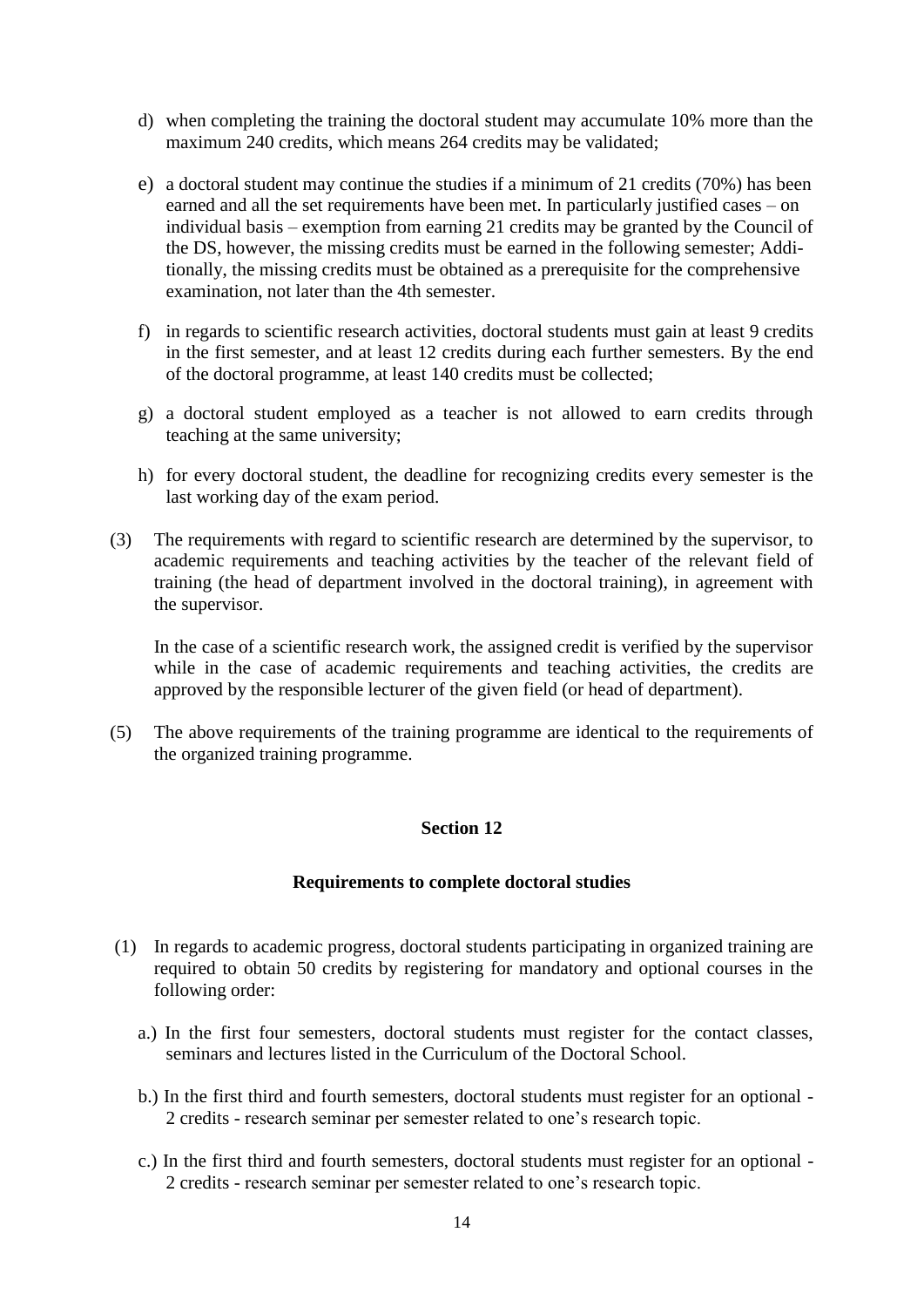d) when completing the training the doctoral student may accumulate 10% more than the maximum 240 credits, which means 264 credits may be validated;

e) a doctoral student may continue the studies if a minimum of 21 credits (70%) has been earned and all the set requirements have been met. In particularly justified cases – on individual basis – exemption from earning 21 credits may be granted by the Council of the DS, however, the missing credits must be earned in the following semester; Additionally, the missing credits must be obtained as a prerequisite for the comprehensive examination, not later than the 4th semester.

f) in regards to scientific research activities, doctoral students must gain at least 9 credits in the first semester, and at least 12 credits during each further semesters. By the end of the doctoral programme, at least 140 credits must be collected;

g) a doctoral student employed as a teacher is not allowed to earn credits through teaching at the same university;

h) for every doctoral student, the deadline for recognizing credits every semester is the last working day of the exam period.

(3) The requirements with regard to scientific research are determined by the supervisor, to academic requirements and teaching activities by the teacher of the relevant field of training (the head of department involved in the doctoral training), in agreement with the supervisor.

In the case of a scientific research work, the assigned credit is verified by the supervisor while in the case of academic requirements and teaching activities, the credits are approved by the responsible lecturer of the given field (or head of department).

(5) The above requirements of the training programme are identical to the requirements of the organized training programme.

## Section 12

### Requirements to complete doctoral studies

(1) In regards to academic progress, doctoral students participating in organized training are required to obtain 50 credits by registering for mandatory and optional courses in the following order:

a.) In the first four semesters, doctoral students must register for the contact classes, seminars and lectures listed in the Curriculum of the Doctoral School.

b.) In the first third and fourth semesters, doctoral students must register for an optional - 2 credits - research seminar per semester related to one's research topic.

c.) In the first third and fourth semesters, doctoral students must register for an optional - 2 credits - research seminar per semester related to one's research topic.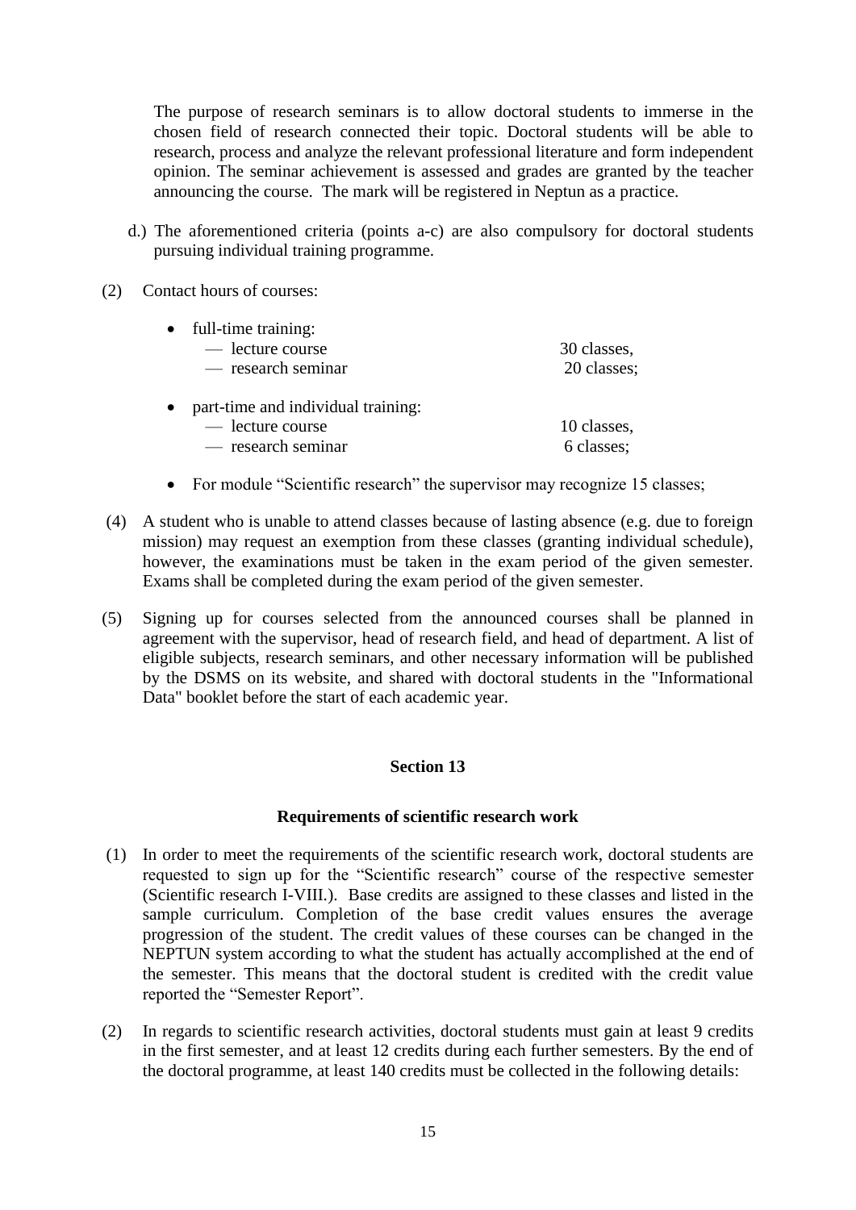The purpose of research seminars is to allow doctoral students to immerse in the chosen field of research connected their topic. Doctoral students will be able to research, process and analyze the relevant professional literature and form independent opinion. The seminar achievement is assessed and grades are granted by the teacher announcing the course. The mark will be registered in Neptun as a practice.

d.) The aforementioned criteria (points a-c) are also compulsory for doctoral students pursuing individual training programme.

(2) Contact hours of courses:

- full-time training:
  - — lecture course 30 classes,
  - — research seminar 20 classes;
- part-time and individual training:
  - — lecture course 10 classes,
  - — research seminar 6 classes;
- For module "Scientific research" the supervisor may recognize 15 classes;

(4) A student who is unable to attend classes because of lasting absence (e.g. due to foreign mission) may request an exemption from these classes (granting individual schedule), however, the examinations must be taken in the exam period of the given semester. Exams shall be completed during the exam period of the given semester.

(5) Signing up for courses selected from the announced courses shall be planned in agreement with the supervisor, head of research field, and head of department. A list of eligible subjects, research seminars, and other necessary information will be published by the DSMS on its website, and shared with doctoral students in the "Informational Data" booklet before the start of each academic year.

## Section 13

### Requirements of scientific research work

(1) In order to meet the requirements of the scientific research work, doctoral students are requested to sign up for the "Scientific research" course of the respective semester (Scientific research I-VIII.). Base credits are assigned to these classes and listed in the sample curriculum. Completion of the base credit values ensures the average progression of the student. The credit values of these courses can be changed in the NEPTUN system according to what the student has actually accomplished at the end of the semester. This means that the doctoral student is credited with the credit value reported the "Semester Report".

(2) In regards to scientific research activities, doctoral students must gain at least 9 credits in the first semester, and at least 12 credits during each further semesters. By the end of the doctoral programme, at least 140 credits must be collected in the following details: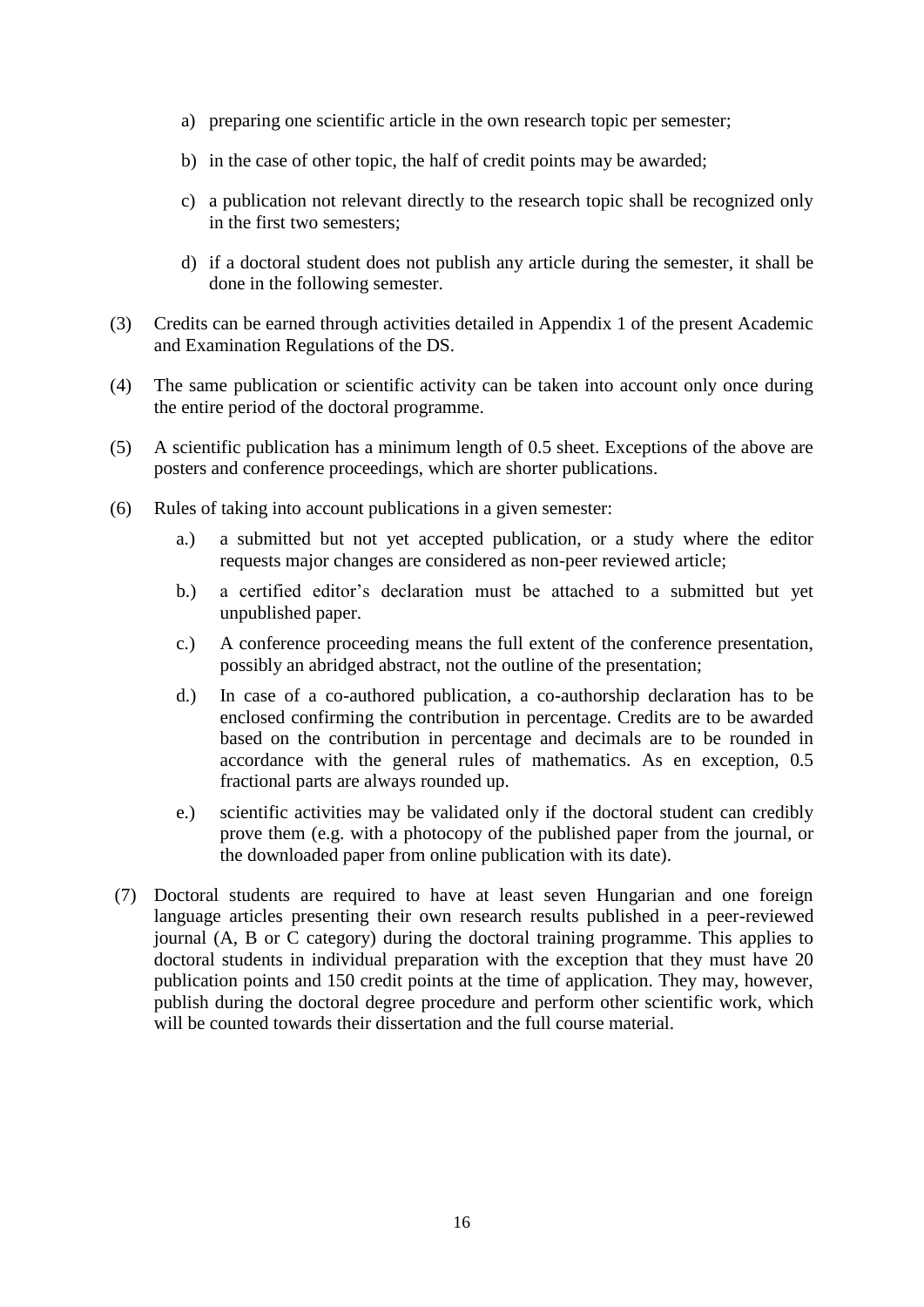a) preparing one scientific article in the own research topic per semester;

b) in the case of other topic, the half of credit points may be awarded;

c) a publication not relevant directly to the research topic shall be recognized only in the first two semesters;

d) if a doctoral student does not publish any article during the semester, it shall be done in the following semester.

(3) Credits can be earned through activities detailed in Appendix 1 of the present Academic and Examination Regulations of the DS.

(4) The same publication or scientific activity can be taken into account only once during the entire period of the doctoral programme.

(5) A scientific publication has a minimum length of 0.5 sheet. Exceptions of the above are posters and conference proceedings, which are shorter publications.

(6) Rules of taking into account publications in a given semester:

a.) a submitted but not yet accepted publication, or a study where the editor requests major changes are considered as non-peer reviewed article;

b.) a certified editor's declaration must be attached to a submitted but yet unpublished paper.

c.) A conference proceeding means the full extent of the conference presentation, possibly an abridged abstract, not the outline of the presentation;

d.) In case of a co-authored publication, a co-authorship declaration has to be enclosed confirming the contribution in percentage. Credits are to be awarded based on the contribution in percentage and decimals are to be rounded in accordance with the general rules of mathematics. As en exception, 0.5 fractional parts are always rounded up.

e.) scientific activities may be validated only if the doctoral student can credibly prove them (e.g. with a photocopy of the published paper from the journal, or the downloaded paper from online publication with its date).

(7) Doctoral students are required to have at least seven Hungarian and one foreign language articles presenting their own research results published in a peer-reviewed journal (A, B or C category) during the doctoral training programme. This applies to doctoral students in individual preparation with the exception that they must have 20 publication points and 150 credit points at the time of application. They may, however, publish during the doctoral degree procedure and perform other scientific work, which will be counted towards their dissertation and the full course material.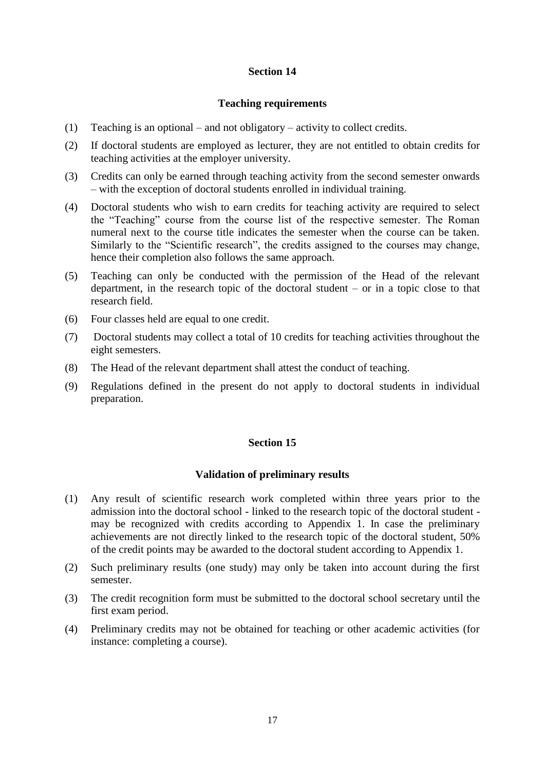## Section 14

### Teaching requirements

(1) Teaching is an optional – and not obligatory – activity to collect credits.

(2) If doctoral students are employed as lecturer, they are not entitled to obtain credits for teaching activities at the employer university.

(3) Credits can only be earned through teaching activity from the second semester onwards – with the exception of doctoral students enrolled in individual training.

(4) Doctoral students who wish to earn credits for teaching activity are required to select the "Teaching" course from the course list of the respective semester. The Roman numeral next to the course title indicates the semester when the course can be taken. Similarly to the "Scientific research", the credits assigned to the courses may change, hence their completion also follows the same approach.

(5) Teaching can only be conducted with the permission of the Head of the relevant department, in the research topic of the doctoral student – or in a topic close to that research field.

(6) Four classes held are equal to one credit.

(7) Doctoral students may collect a total of 10 credits for teaching activities throughout the eight semesters.

(8) The Head of the relevant department shall attest the conduct of teaching.

(9) Regulations defined in the present do not apply to doctoral students in individual preparation.

## Section 15

### Validation of preliminary results

(1) Any result of scientific research work completed within three years prior to the admission into the doctoral school - linked to the research topic of the doctoral student - may be recognized with credits according to Appendix 1. In case the preliminary achievements are not directly linked to the research topic of the doctoral student, 50% of the credit points may be awarded to the doctoral student according to Appendix 1.

(2) Such preliminary results (one study) may only be taken into account during the first semester.

(3) The credit recognition form must be submitted to the doctoral school secretary until the first exam period.

(4) Preliminary credits may not be obtained for teaching or other academic activities (for instance: completing a course).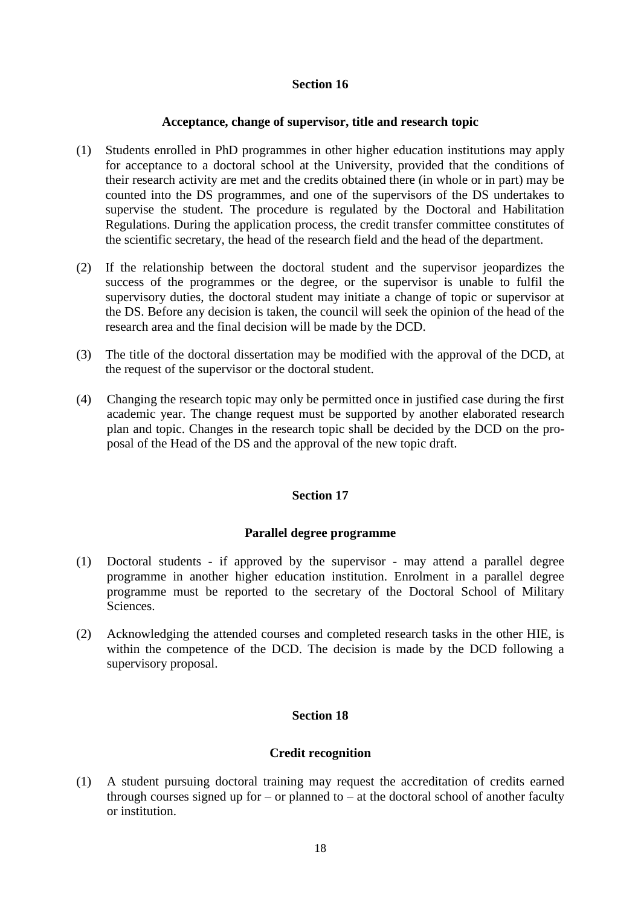## Section 16

### Acceptance, change of supervisor, title and research topic

(1) Students enrolled in PhD programmes in other higher education institutions may apply for acceptance to a doctoral school at the University, provided that the conditions of their research activity are met and the credits obtained there (in whole or in part) may be counted into the DS programmes, and one of the supervisors of the DS undertakes to supervise the student. The procedure is regulated by the Doctoral and Habilitation Regulations. During the application process, the credit transfer committee constitutes of the scientific secretary, the head of the research field and the head of the department.

(2) If the relationship between the doctoral student and the supervisor jeopardizes the success of the programmes or the degree, or the supervisor is unable to fulfil the supervisory duties, the doctoral student may initiate a change of topic or supervisor at the DS. Before any decision is taken, the council will seek the opinion of the head of the research area and the final decision will be made by the DCD.

(3) The title of the doctoral dissertation may be modified with the approval of the DCD, at the request of the supervisor or the doctoral student.

(4) Changing the research topic may only be permitted once in justified case during the first academic year. The change request must be supported by another elaborated research plan and topic. Changes in the research topic shall be decided by the DCD on the proposal of the Head of the DS and the approval of the new topic draft.

## Section 17

### Parallel degree programme

(1) Doctoral students - if approved by the supervisor - may attend a parallel degree programme in another higher education institution. Enrolment in a parallel degree programme must be reported to the secretary of the Doctoral School of Military Sciences.

(2) Acknowledging the attended courses and completed research tasks in the other HIE, is within the competence of the DCD. The decision is made by the DCD following a supervisory proposal.

## Section 18

### Credit recognition

(1) A student pursuing doctoral training may request the accreditation of credits earned through courses signed up for – or planned to – at the doctoral school of another faculty or institution.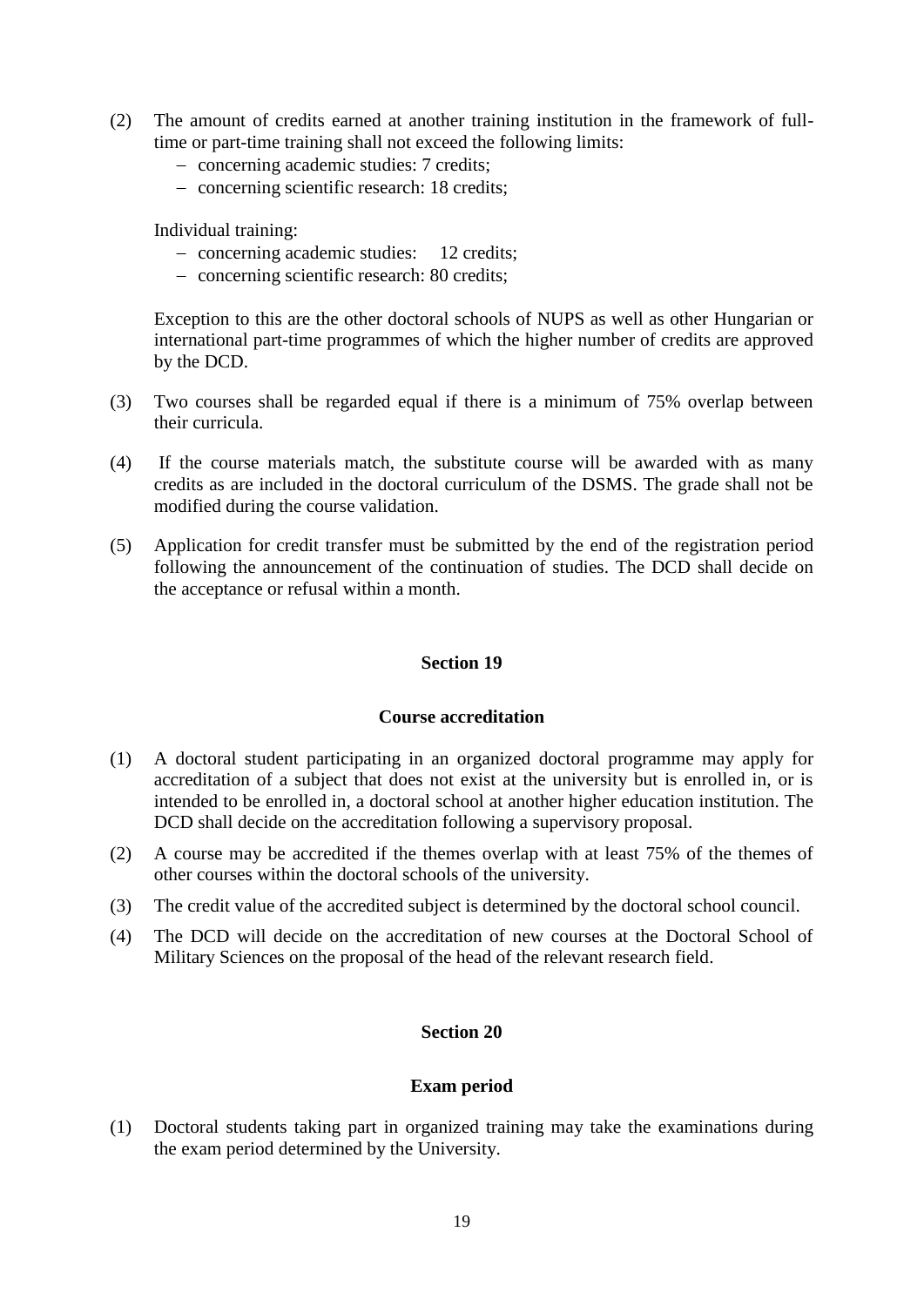(2) The amount of credits earned at another training institution in the framework of full-time or part-time training shall not exceed the following limits:
   - concerning academic studies: 7 credits;
   - concerning scientific research: 18 credits;

   Individual training:
   - concerning academic studies: 12 credits;
   - concerning scientific research: 80 credits;

   Exception to this are the other doctoral schools of NUPS as well as other Hungarian or international part-time programmes of which the higher number of credits are approved by the DCD.

(3) Two courses shall be regarded equal if there is a minimum of 75% overlap between their curricula.

(4) If the course materials match, the substitute course will be awarded with as many credits as are included in the doctoral curriculum of the DSMS. The grade shall not be modified during the course validation.

(5) Application for credit transfer must be submitted by the end of the registration period following the announcement of the continuation of studies. The DCD shall decide on the acceptance or refusal within a month.

## Section 19

### Course accreditation

(1) A doctoral student participating in an organized doctoral programme may apply for accreditation of a subject that does not exist at the university but is enrolled in, or is intended to be enrolled in, a doctoral school at another higher education institution. The DCD shall decide on the accreditation following a supervisory proposal.

(2) A course may be accredited if the themes overlap with at least 75% of the themes of other courses within the doctoral schools of the university.

(3) The credit value of the accredited subject is determined by the doctoral school council.

(4) The DCD will decide on the accreditation of new courses at the Doctoral School of Military Sciences on the proposal of the head of the relevant research field.

## Section 20

### Exam period

(1) Doctoral students taking part in organized training may take the examinations during the exam period determined by the University.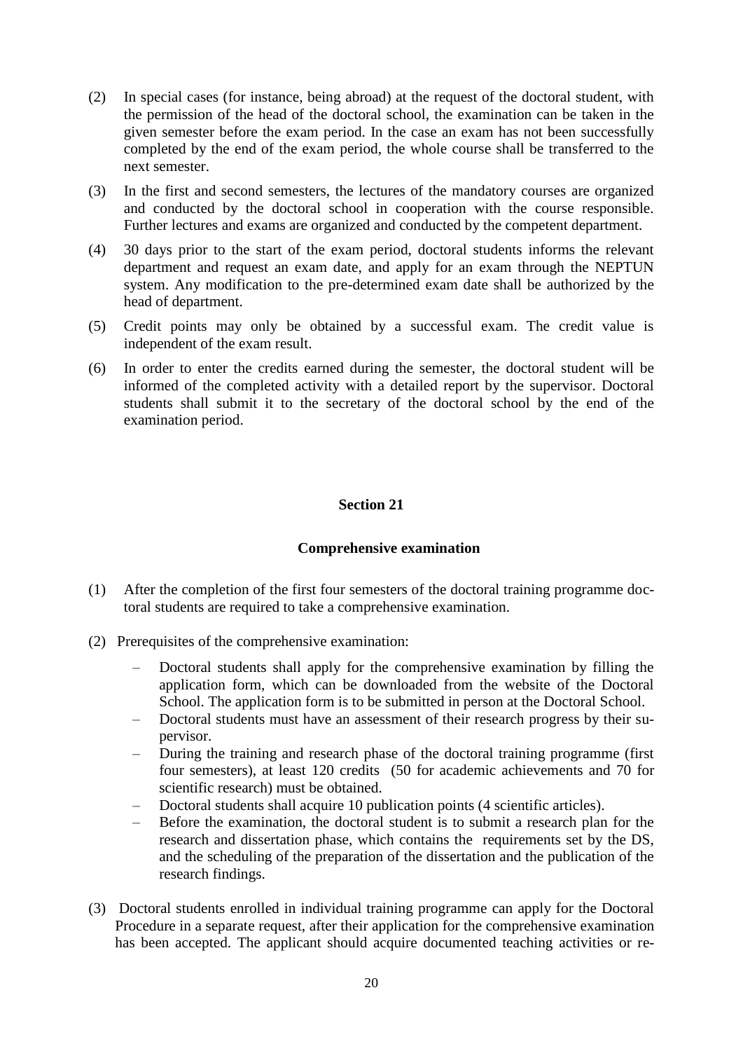(2) In special cases (for instance, being abroad) at the request of the doctoral student, with the permission of the head of the doctoral school, the examination can be taken in the given semester before the exam period. In the case an exam has not been successfully completed by the end of the exam period, the whole course shall be transferred to the next semester.

(3) In the first and second semesters, the lectures of the mandatory courses are organized and conducted by the doctoral school in cooperation with the course responsible. Further lectures and exams are organized and conducted by the competent department.

(4) 30 days prior to the start of the exam period, doctoral students informs the relevant department and request an exam date, and apply for an exam through the NEPTUN system. Any modification to the pre-determined exam date shall be authorized by the head of department.

(5) Credit points may only be obtained by a successful exam. The credit value is independent of the exam result.

(6) In order to enter the credits earned during the semester, the doctoral student will be informed of the completed activity with a detailed report by the supervisor. Doctoral students shall submit it to the secretary of the doctoral school by the end of the examination period.

## Section 21

### Comprehensive examination

(1) After the completion of the first four semesters of the doctoral training programme doctoral students are required to take a comprehensive examination.

(2) Prerequisites of the comprehensive examination:

- Doctoral students shall apply for the comprehensive examination by filling the application form, which can be downloaded from the website of the Doctoral School. The application form is to be submitted in person at the Doctoral School.
- Doctoral students must have an assessment of their research progress by their supervisor.
- During the training and research phase of the doctoral training programme (first four semesters), at least 120 credits (50 for academic achievements and 70 for scientific research) must be obtained.
- Doctoral students shall acquire 10 publication points (4 scientific articles).
- Before the examination, the doctoral student is to submit a research plan for the research and dissertation phase, which contains the requirements set by the DS, and the scheduling of the preparation of the dissertation and the publication of the research findings.

(3) Doctoral students enrolled in individual training programme can apply for the Doctoral Procedure in a separate request, after their application for the comprehensive examination has been accepted. The applicant should acquire documented teaching activities or re-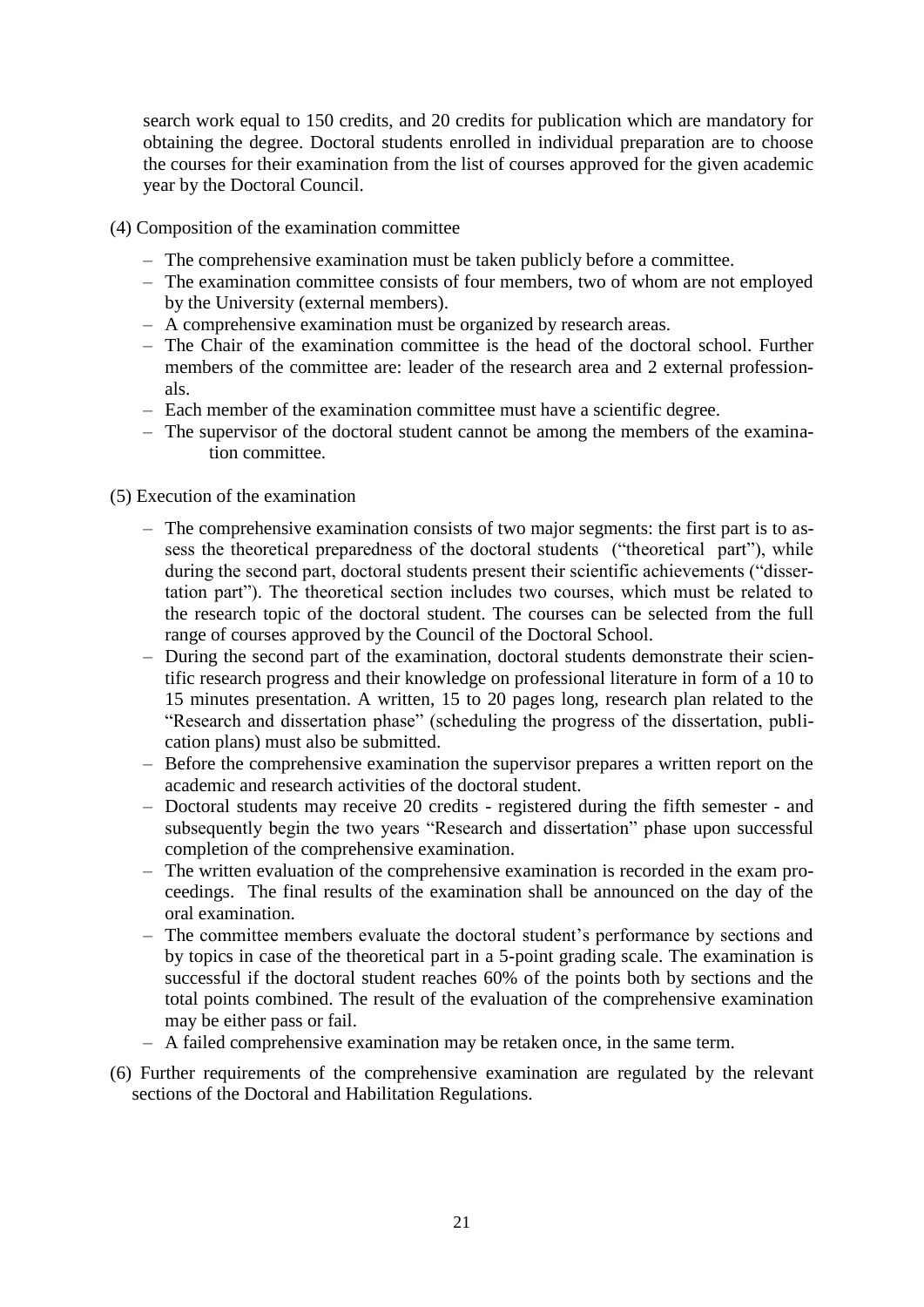search work equal to 150 credits, and 20 credits for publication which are mandatory for obtaining the degree. Doctoral students enrolled in individual preparation are to choose the courses for their examination from the list of courses approved for the given academic year by the Doctoral Council.

(4) Composition of the examination committee

- The comprehensive examination must be taken publicly before a committee.
- The examination committee consists of four members, two of whom are not employed by the University (external members).
- A comprehensive examination must be organized by research areas.
- The Chair of the examination committee is the head of the doctoral school. Further members of the committee are: leader of the research area and 2 external professionals.
- Each member of the examination committee must have a scientific degree.
- The supervisor of the doctoral student cannot be among the members of the examination committee.

(5) Execution of the examination

- The comprehensive examination consists of two major segments: the first part is to assess the theoretical preparedness of the doctoral students ("theoretical part"), while during the second part, doctoral students present their scientific achievements ("dissertation part"). The theoretical section includes two courses, which must be related to the research topic of the doctoral student. The courses can be selected from the full range of courses approved by the Council of the Doctoral School.
- During the second part of the examination, doctoral students demonstrate their scientific research progress and their knowledge on professional literature in form of a 10 to 15 minutes presentation. A written, 15 to 20 pages long, research plan related to the "Research and dissertation phase" (scheduling the progress of the dissertation, publication plans) must also be submitted.
- Before the comprehensive examination the supervisor prepares a written report on the academic and research activities of the doctoral student.
- Doctoral students may receive 20 credits - registered during the fifth semester - and subsequently begin the two years "Research and dissertation" phase upon successful completion of the comprehensive examination.
- The written evaluation of the comprehensive examination is recorded in the exam proceedings. The final results of the examination shall be announced on the day of the oral examination.
- The committee members evaluate the doctoral student's performance by sections and by topics in case of the theoretical part in a 5-point grading scale. The examination is successful if the doctoral student reaches 60% of the points both by sections and the total points combined. The result of the evaluation of the comprehensive examination may be either pass or fail.
- A failed comprehensive examination may be retaken once, in the same term.

(6) Further requirements of the comprehensive examination are regulated by the relevant sections of the Doctoral and Habilitation Regulations.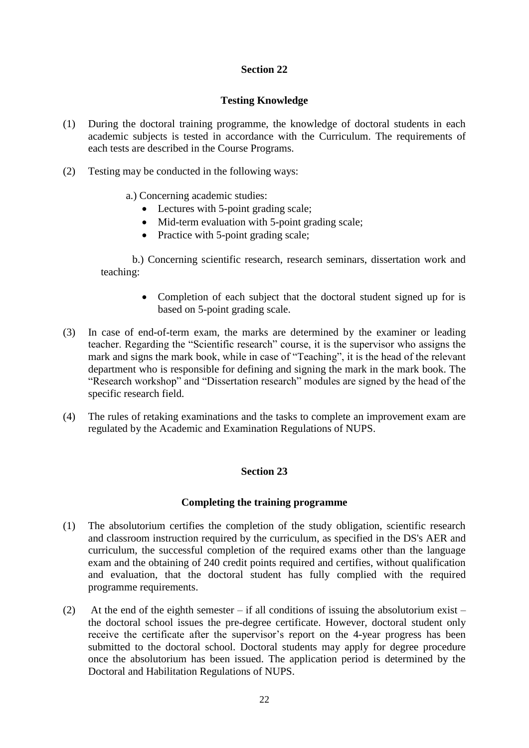## Section 22

### Testing Knowledge

(1) During the doctoral training programme, the knowledge of doctoral students in each academic subjects is tested in accordance with the Curriculum. The requirements of each tests are described in the Course Programs.

(2) Testing may be conducted in the following ways:

a.) Concerning academic studies:

- Lectures with 5-point grading scale;
- Mid-term evaluation with 5-point grading scale;
- Practice with 5-point grading scale;

b.) Concerning scientific research, research seminars, dissertation work and teaching:

- Completion of each subject that the doctoral student signed up for is based on 5-point grading scale.

(3) In case of end-of-term exam, the marks are determined by the examiner or leading teacher. Regarding the "Scientific research" course, it is the supervisor who assigns the mark and signs the mark book, while in case of "Teaching", it is the head of the relevant department who is responsible for defining and signing the mark in the mark book. The "Research workshop" and "Dissertation research" modules are signed by the head of the specific research field.

(4) The rules of retaking examinations and the tasks to complete an improvement exam are regulated by the Academic and Examination Regulations of NUPS.

## Section 23

### Completing the training programme

(1) The absolutorium certifies the completion of the study obligation, scientific research and classroom instruction required by the curriculum, as specified in the DS's AER and curriculum, the successful completion of the required exams other than the language exam and the obtaining of 240 credit points required and certifies, without qualification and evaluation, that the doctoral student has fully complied with the required programme requirements.

(2) At the end of the eighth semester – if all conditions of issuing the absolutorium exist – the doctoral school issues the pre-degree certificate. However, doctoral student only receive the certificate after the supervisor's report on the 4-year progress has been submitted to the doctoral school. Doctoral students may apply for degree procedure once the absolutorium has been issued. The application period is determined by the Doctoral and Habilitation Regulations of NUPS.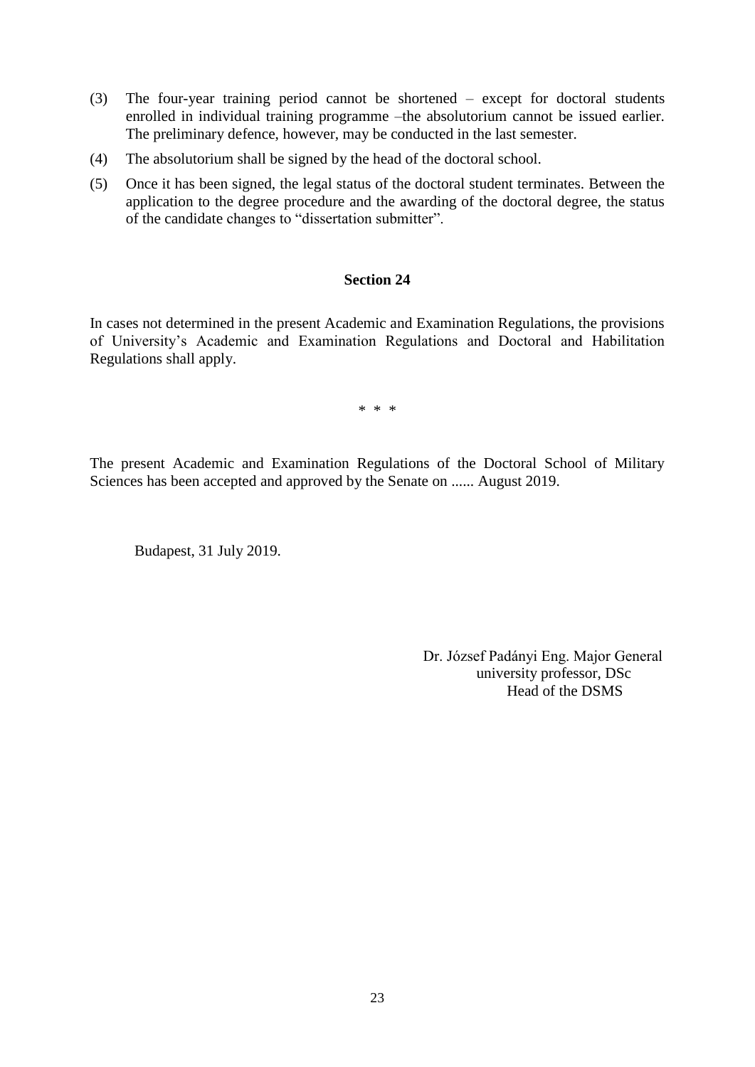(3) The four-year training period cannot be shortened – except for doctoral students enrolled in individual training programme –the absolutorium cannot be issued earlier. The preliminary defence, however, may be conducted in the last semester.

(4) The absolutorium shall be signed by the head of the doctoral school.

(5) Once it has been signed, the legal status of the doctoral student terminates. Between the application to the degree procedure and the awarding of the doctoral degree, the status of the candidate changes to "dissertation submitter".

## Section 24

In cases not determined in the present Academic and Examination Regulations, the provisions of University's Academic and Examination Regulations and Doctoral and Habilitation Regulations shall apply.

\* \* \*

The present Academic and Examination Regulations of the Doctoral School of Military Sciences has been accepted and approved by the Senate on ...... August 2019.

Budapest, 31 July 2019.

Dr. József Padányi Eng. Major General
university professor, DSc
Head of the DSMS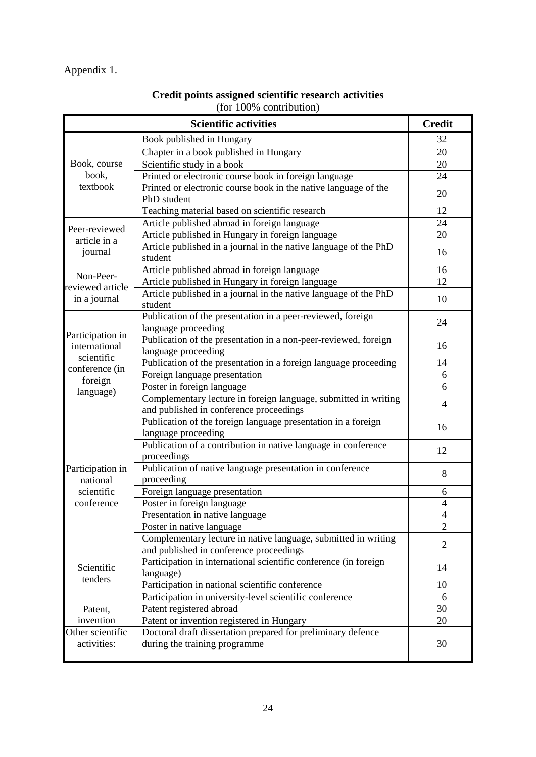Appendix 1.

**Credit points assigned scientific research activities**
(for 100% contribution)

| Scientific activities | | Credit |
|---|---|---|
| Book, course book, textbook | Book published in Hungary | 32 |
| | Chapter in a book published in Hungary | 20 |
| | Scientific study in a book | 20 |
| | Printed or electronic course book in foreign language | 24 |
| | Printed or electronic course book in the native language of the PhD student | 20 |
| | Teaching material based on scientific research | 12 |
| Peer-reviewed article in a journal | Article published abroad in foreign language | 24 |
| | Article published in Hungary in foreign language | 20 |
| | Article published in a journal in the native language of the PhD student | 16 |
| Non-Peer-reviewed article in a journal | Article published abroad in foreign language | 16 |
| | Article published in Hungary in foreign language | 12 |
| | Article published in a journal in the native language of the PhD student | 10 |
| Participation in international scientific conference (in foreign language) | Publication of the presentation in a peer-reviewed, foreign language proceeding | 24 |
| | Publication of the presentation in a non-peer-reviewed, foreign language proceeding | 16 |
| | Publication of the presentation in a foreign language proceeding | 14 |
| | Foreign language presentation | 6 |
| | Poster in foreign language | 6 |
| | Complementary lecture in foreign language, submitted in writing and published in conference proceedings | 4 |
| Participation in national scientific conference | Publication of the foreign language presentation in a foreign language proceeding | 16 |
| | Publication of a contribution in native language in conference proceedings | 12 |
| | Publication of native language presentation in conference proceeding | 8 |
| | Foreign language presentation | 6 |
| | Poster in foreign language | 4 |
| | Presentation in native language | 4 |
| | Poster in native language | 2 |
| | Complementary lecture in native language, submitted in writing and published in conference proceedings | 2 |
| Scientific tenders | Participation in international scientific conference (in foreign language) | 14 |
| | Participation in national scientific conference | 10 |
| | Participation in university-level scientific conference | 6 |
| Patent, invention | Patent registered abroad | 30 |
| | Patent or invention registered in Hungary | 20 |
| Other scientific activities: | Doctoral draft dissertation prepared for preliminary defence during the training programme | 30 |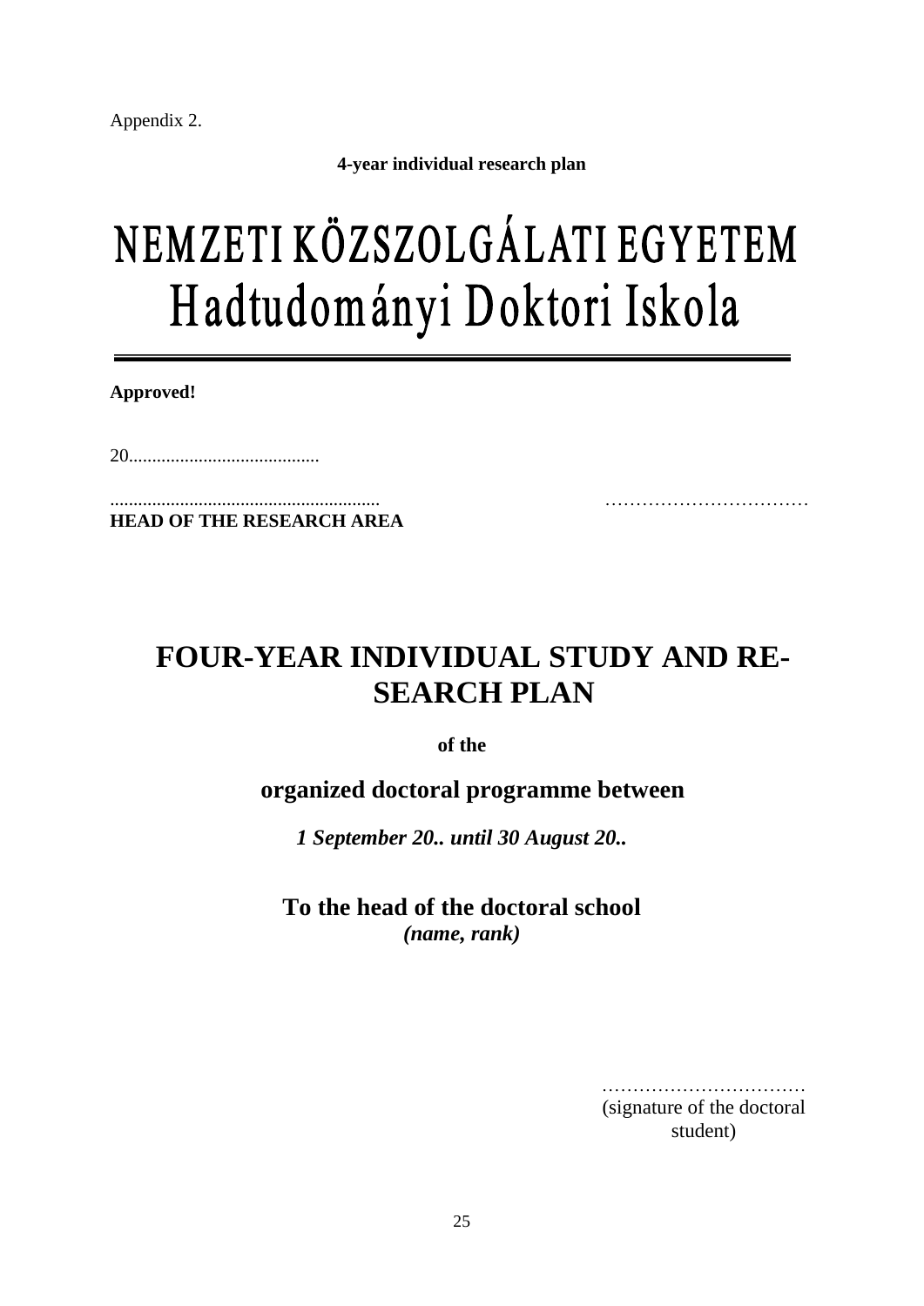Appendix 2.

**4-year individual research plan**

# NEMZETI KÖZSZOLGÁLATI EGYETEM
# Hadtudományi Doktori Iskola

---

**Approved!**

20.........................................

.......................................................... ……………………………
**HEAD OF THE RESEARCH AREA**

## FOUR-YEAR INDIVIDUAL STUDY AND RE-SEARCH PLAN

**of the**

**organized doctoral programme between**

***1 September 20.. until 30 August 20..***

**To the head of the doctoral school**
***(name, rank)***

……………………………
(signature of the doctoral student)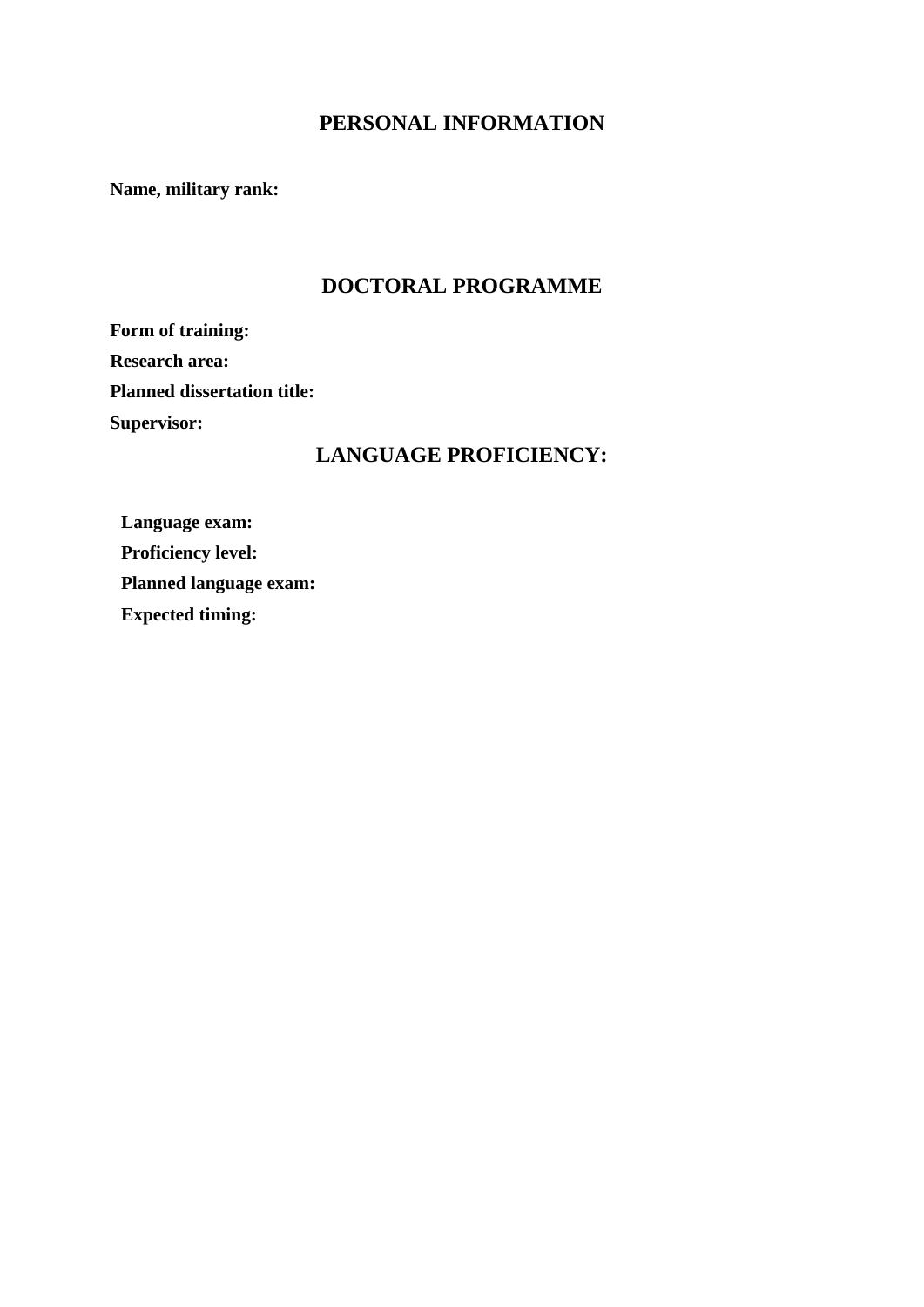## PERSONAL INFORMATION

**Name, military rank:**

## DOCTORAL PROGRAMME

**Form of training:**

**Research area:**

**Planned dissertation title:**

**Supervisor:**

## LANGUAGE PROFICIENCY:

**Language exam:**

**Proficiency level:**

**Planned language exam:**

**Expected timing:**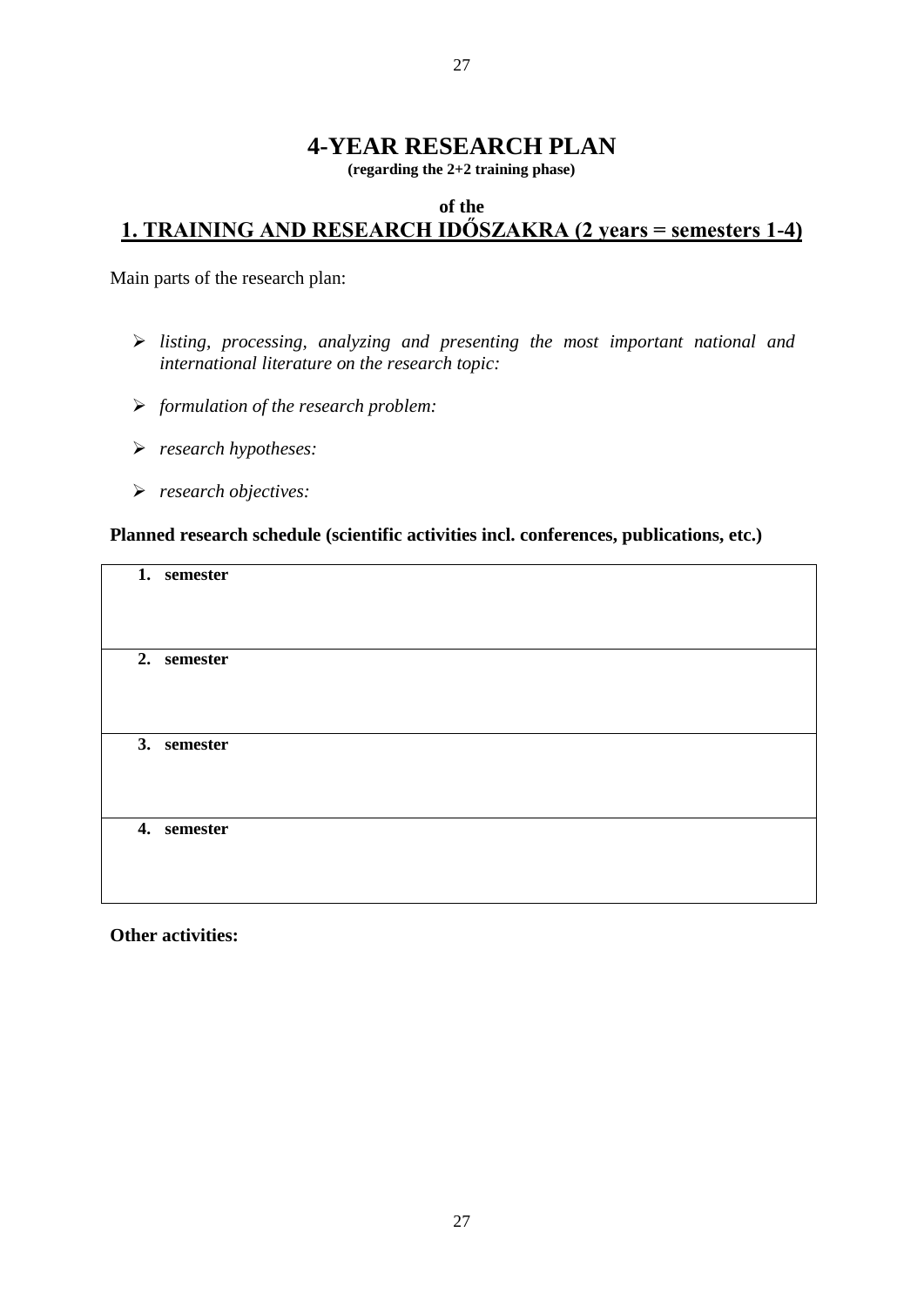# 4-YEAR RESEARCH PLAN

**(regarding the 2+2 training phase)**

**of the**

## 1. TRAINING AND RESEARCH IDŐSZAKRA (2 years = semesters 1-4)

Main parts of the research plan:

- *listing, processing, analyzing and presenting the most important national and international literature on the research topic:*
- *formulation of the research problem:*
- *research hypotheses:*
- *research objectives:*

**Planned research schedule (scientific activities incl. conferences, publications, etc.)**

| **1. semester** |
|---|
| **2. semester** |
| **3. semester** |
| **4. semester** |

**Other activities:**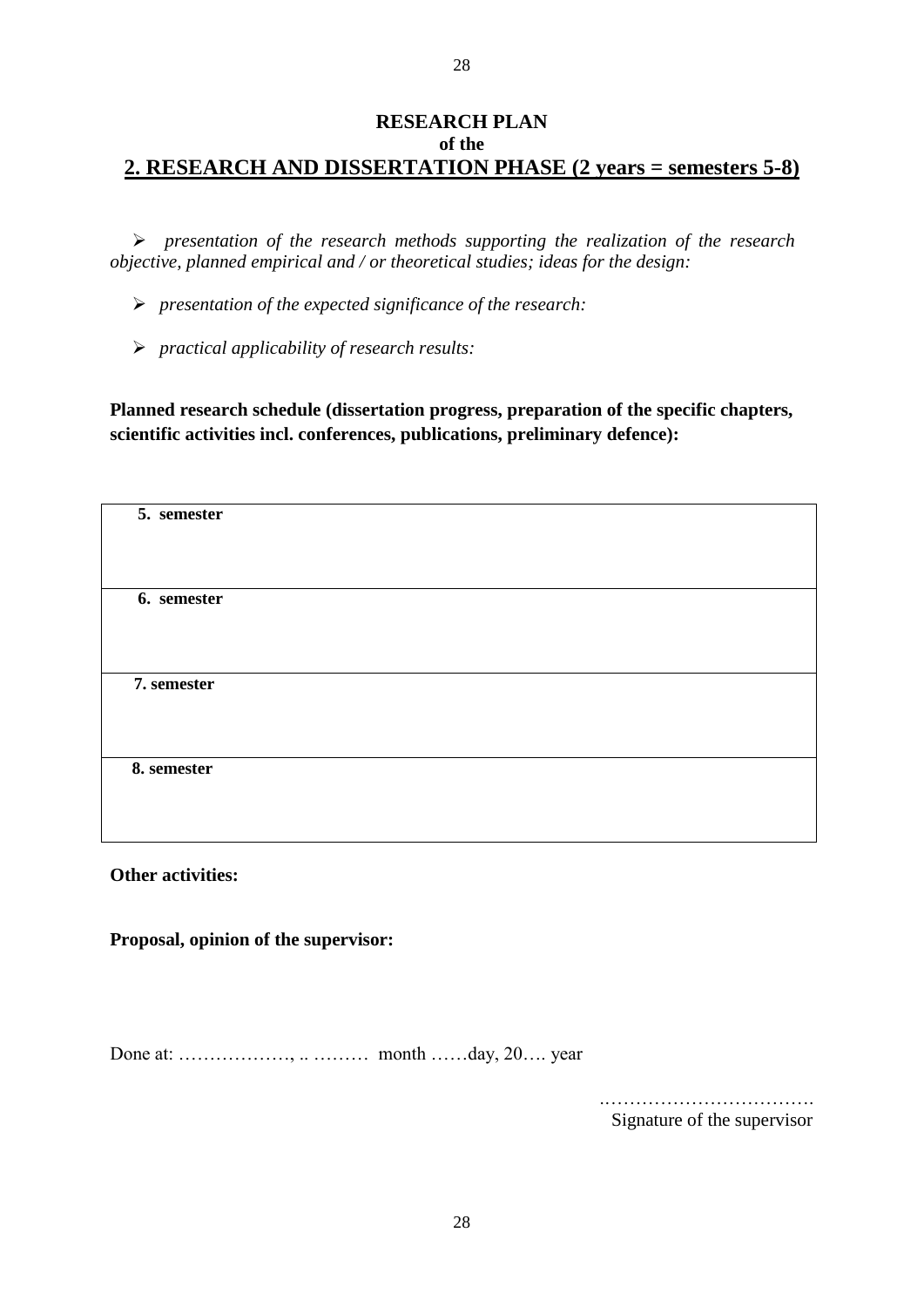**RESEARCH PLAN**
**of the**

# 2. RESEARCH AND DISSERTATION PHASE (2 years = semesters 5-8)

- *presentation of the research methods supporting the realization of the research objective, planned empirical and / or theoretical studies; ideas for the design:*

- *presentation of the expected significance of the research:*

- *practical applicability of research results:*

**Planned research schedule (dissertation progress, preparation of the specific chapters, scientific activities incl. conferences, publications, preliminary defence):**

| |
|---|
| **5. semester** |
| **6. semester** |
| **7. semester** |
| **8. semester** |

**Other activities:**

**Proposal, opinion of the supervisor:**

Done at: ………………, .. ……… month ……day, 20…. year

…………………………….
Signature of the supervisor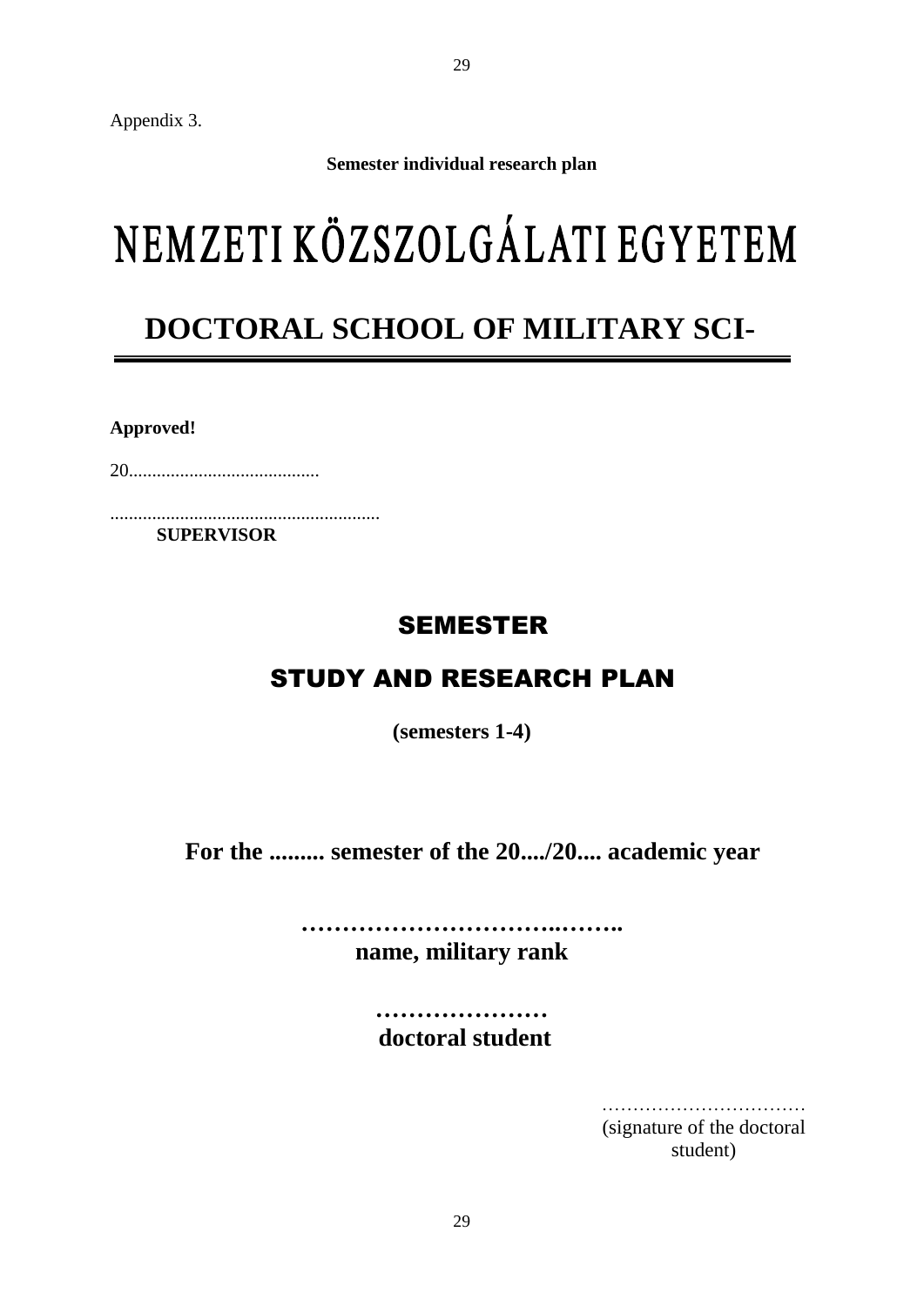Appendix 3.

**Semester individual research plan**

# NEMZETI KÖZSZOLGÁLATI EGYETEM

## DOCTORAL SCHOOL OF MILITARY SCI-

---

**Approved!**

20.........................................

..........................................................
**SUPERVISOR**

## SEMESTER

## STUDY AND RESEARCH PLAN

**(semesters 1-4)**

**For the ......... semester of the 20..../20.... academic year**

**…………………………..……..**
**name, military rank**

**…………………**
**doctoral student**

……………………………
(signature of the doctoral student)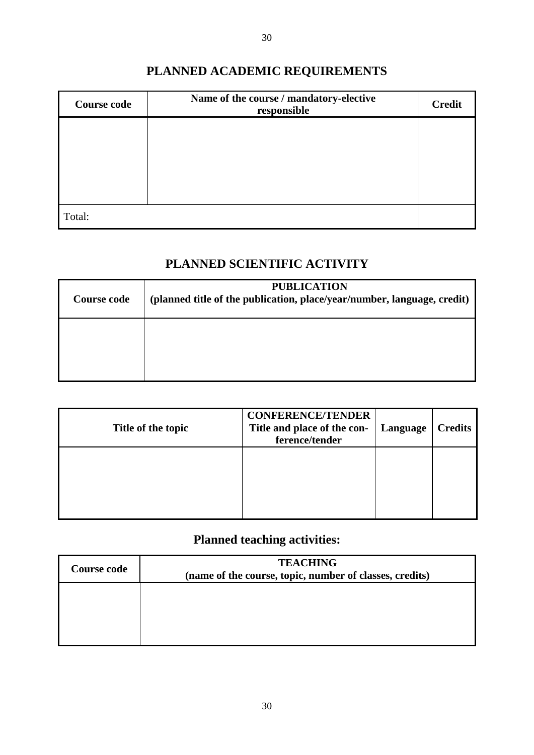## PLANNED ACADEMIC REQUIREMENTS

| Course code | Name of the course / mandatory-elective responsible | Credit |
|---|---|---|
| | | |
| Total: | | |

## PLANNED SCIENTIFIC ACTIVITY

| Course code | PUBLICATION (planned title of the publication, place/year/number, language, credit) |
|---|---|
| | |

| Title of the topic | CONFERENCE/TENDER Title and place of the conference/tender | Language | Credits |
|---|---|---|---|
| | | | |

## Planned teaching activities:

| Course code | TEACHING (name of the course, topic, number of classes, credits) |
|---|---|
| | |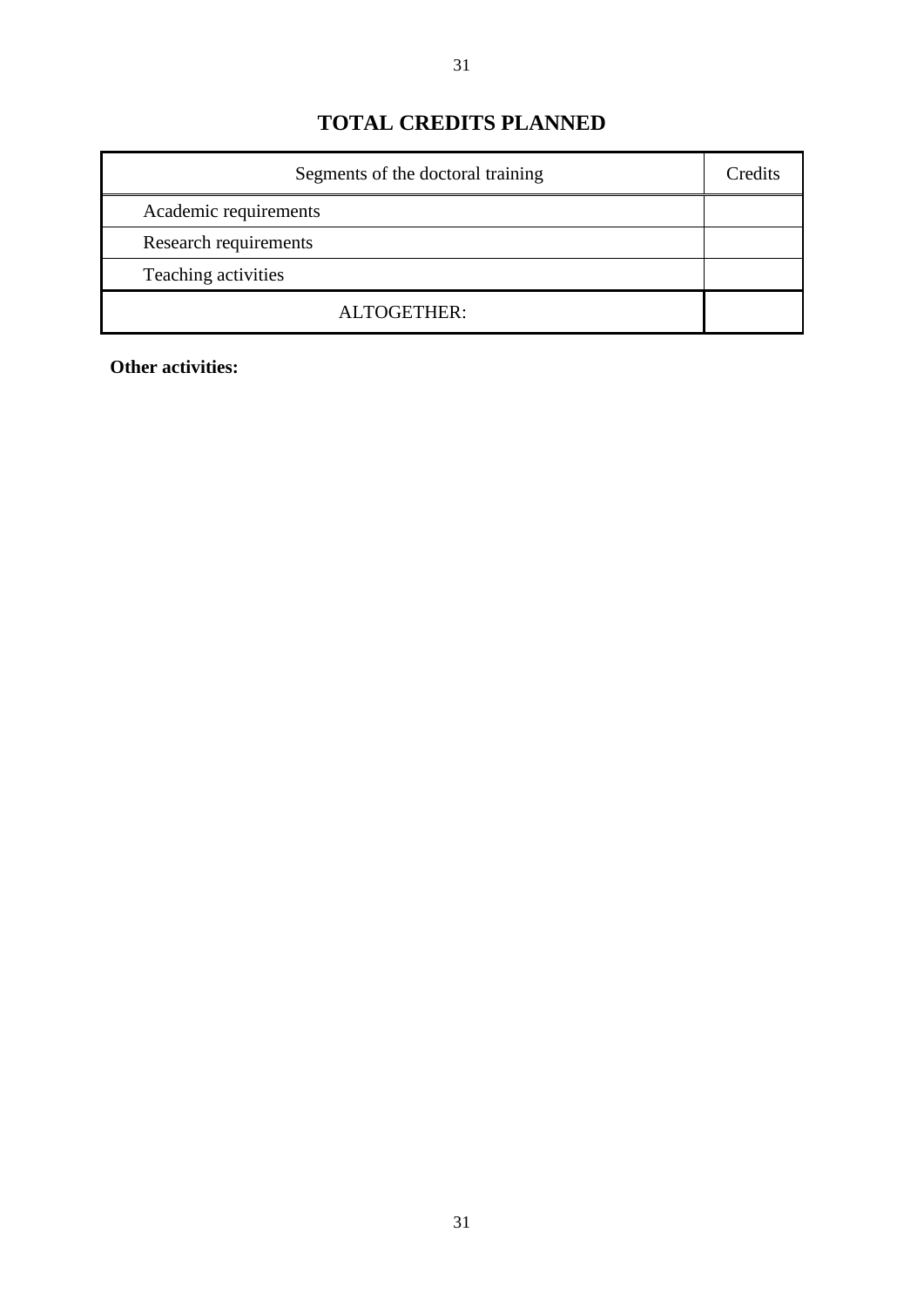# TOTAL CREDITS PLANNED

| Segments of the doctoral training | Credits |
|---|---|
| Academic requirements | |
| Research requirements | |
| Teaching activities | |
| ALTOGETHER: | |

**Other activities:**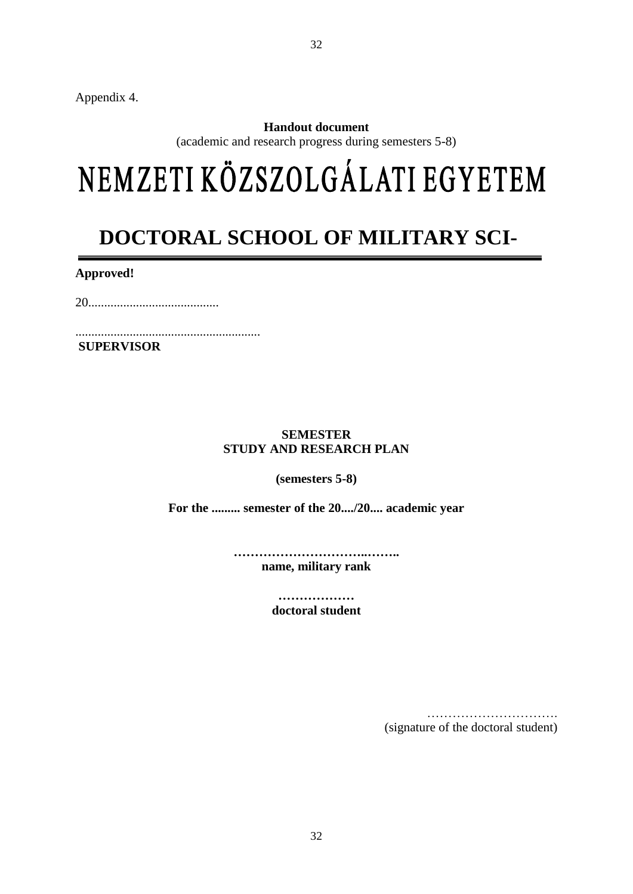Appendix 4.

**Handout document**

(academic and research progress during semesters 5-8)

# NEMZETI KÖZSZOLGÁLATI EGYETEM

## DOCTORAL SCHOOL OF MILITARY SCI-

---

**Approved!**

20.........................................

..........................................................

**SUPERVISOR**

**SEMESTER**
**STUDY AND RESEARCH PLAN**

**(semesters 5-8)**

**For the ......... semester of the 20..../20.... academic year**

**…………………………..……..**
**name, military rank**

**………………**
**doctoral student**

………………………….
(signature of the doctoral student)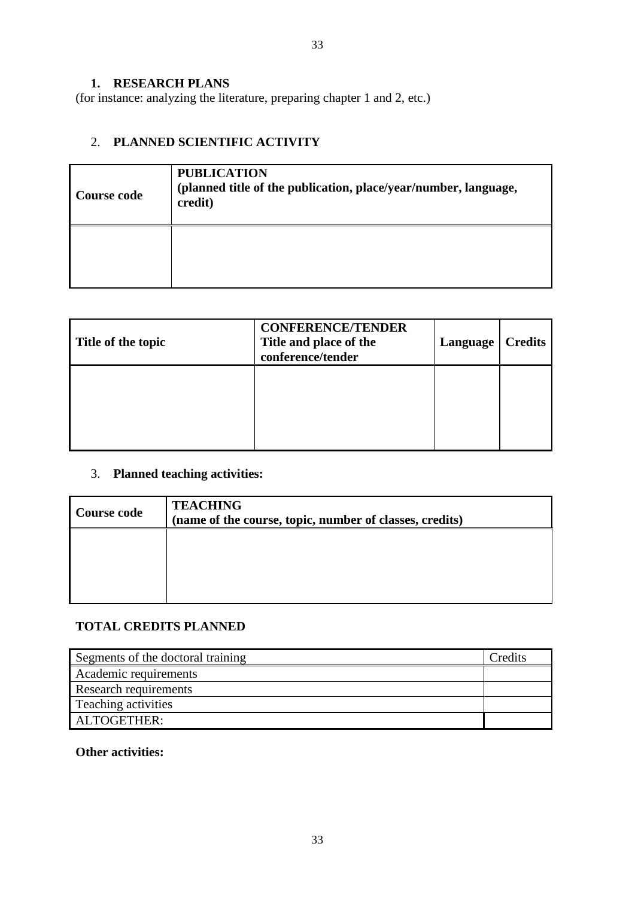## 1. RESEARCH PLANS

(for instance: analyzing the literature, preparing chapter 1 and 2, etc.)

## 2. PLANNED SCIENTIFIC ACTIVITY

| **Course code** | **PUBLICATION (planned title of the publication, place/year/number, language, credit)** |
|---|---|
| | |

| **Title of the topic** | **CONFERENCE/TENDER Title and place of the conference/tender** | **Language** | **Credits** |
|---|---|---|---|
| | | | |

## 3. Planned teaching activities:

| **Course code** | **TEACHING (name of the course, topic, number of classes, credits)** |
|---|---|
| | |

**TOTAL CREDITS PLANNED**

| Segments of the doctoral training | Credits |
|---|---|
| Academic requirements | |
| Research requirements | |
| Teaching activities | |
| ALTOGETHER: | |

**Other activities:**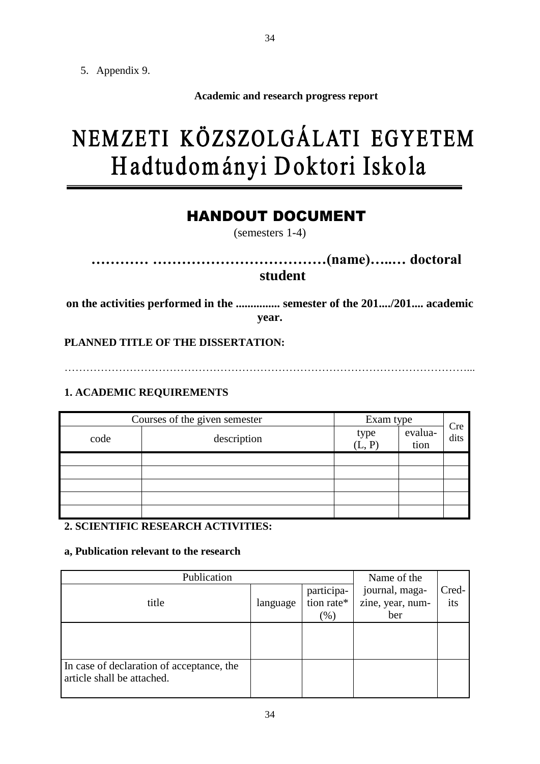5. Appendix 9.

**Academic and research progress report**

# NEMZETI KÖZSZOLGÁLATI EGYETEM
# Hadtudományi Doktori Iskola

## HANDOUT DOCUMENT

(semesters 1-4)

**………… ………………………………(name)…..… doctoral student**

**on the activities performed in the ............... semester of the 201..../201.... academic year.**

**PLANNED TITLE OF THE DISSERTATION:**

………………………………………………………………………………………………………...

**1. ACADEMIC REQUIREMENTS**

| Courses of the given semester | | Exam type | | Credits |
|---|---|---|---|---|
| code | description | type (L, P) | evaluation | |
| | | | | |
| | | | | |
| | | | | |
| | | | | |
| | | | | |

**2. SCIENTIFIC RESEARCH ACTIVITIES:**

**a, Publication relevant to the research**

| Publication | | | Name of the journal, magazine, year, number | Credits |
|---|---|---|---|---|
| title | language | participation rate* (%) | | |
| | | | | |
| In case of declaration of acceptance, the article shall be attached. | | | | |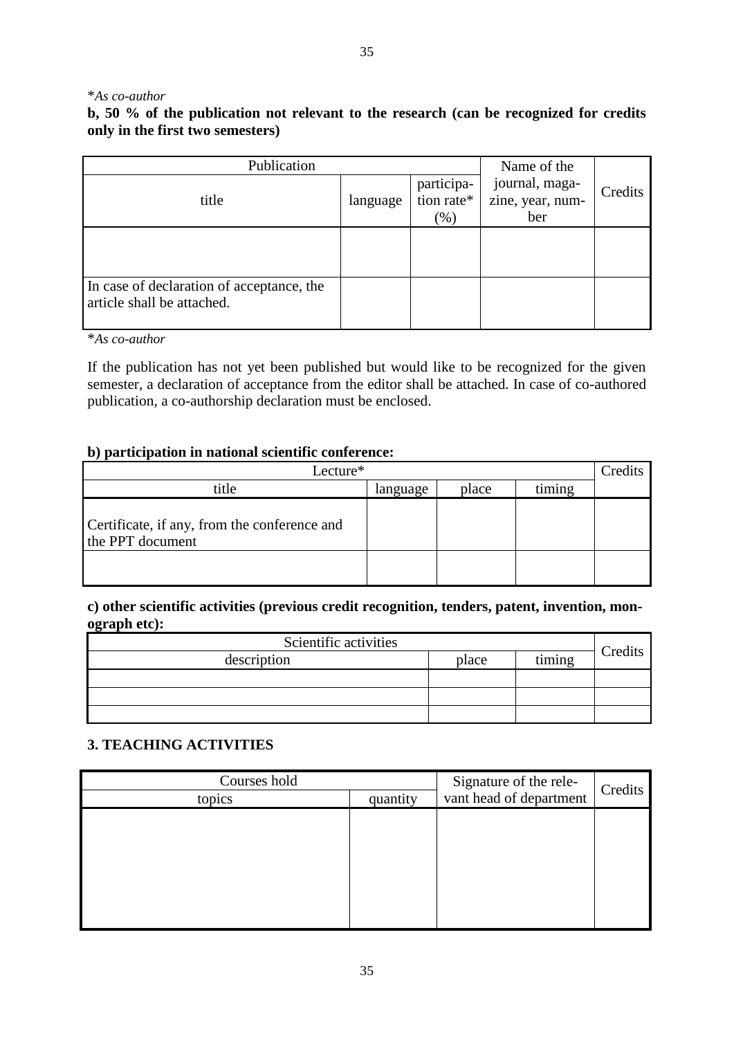*_As co-author_

**b, 50 % of the publication not relevant to the research (can be recognized for credits only in the first two semesters)**

| Publication | | | Name of the journal, magazine, year, number | Credits |
|---|---|---|---|---|
| title | language | participation rate* (%) | | |
| | | | | |
| In case of declaration of acceptance, the article shall be attached. | | | | |

*_As co-author_

If the publication has not yet been published but would like to be recognized for the given semester, a declaration of acceptance from the editor shall be attached. In case of co-authored publication, a co-authorship declaration must be enclosed.

**b) participation in national scientific conference:**

| Lecture* | | | | Credits |
|---|---|---|---|---|
| title | language | place | timing | |
| Certificate, if any, from the conference and the PPT document | | | | |
| | | | | |

**c) other scientific activities (previous credit recognition, tenders, patent, invention, monograph etc):**

| Scientific activities | | | Credits |
|---|---|---|---|
| description | place | timing | |
| | | | |
| | | | |
| | | | |

## 3. TEACHING ACTIVITIES

| Courses hold | | Signature of the relevant head of department | Credits |
|---|---|---|---|
| topics | quantity | | |
| | | | |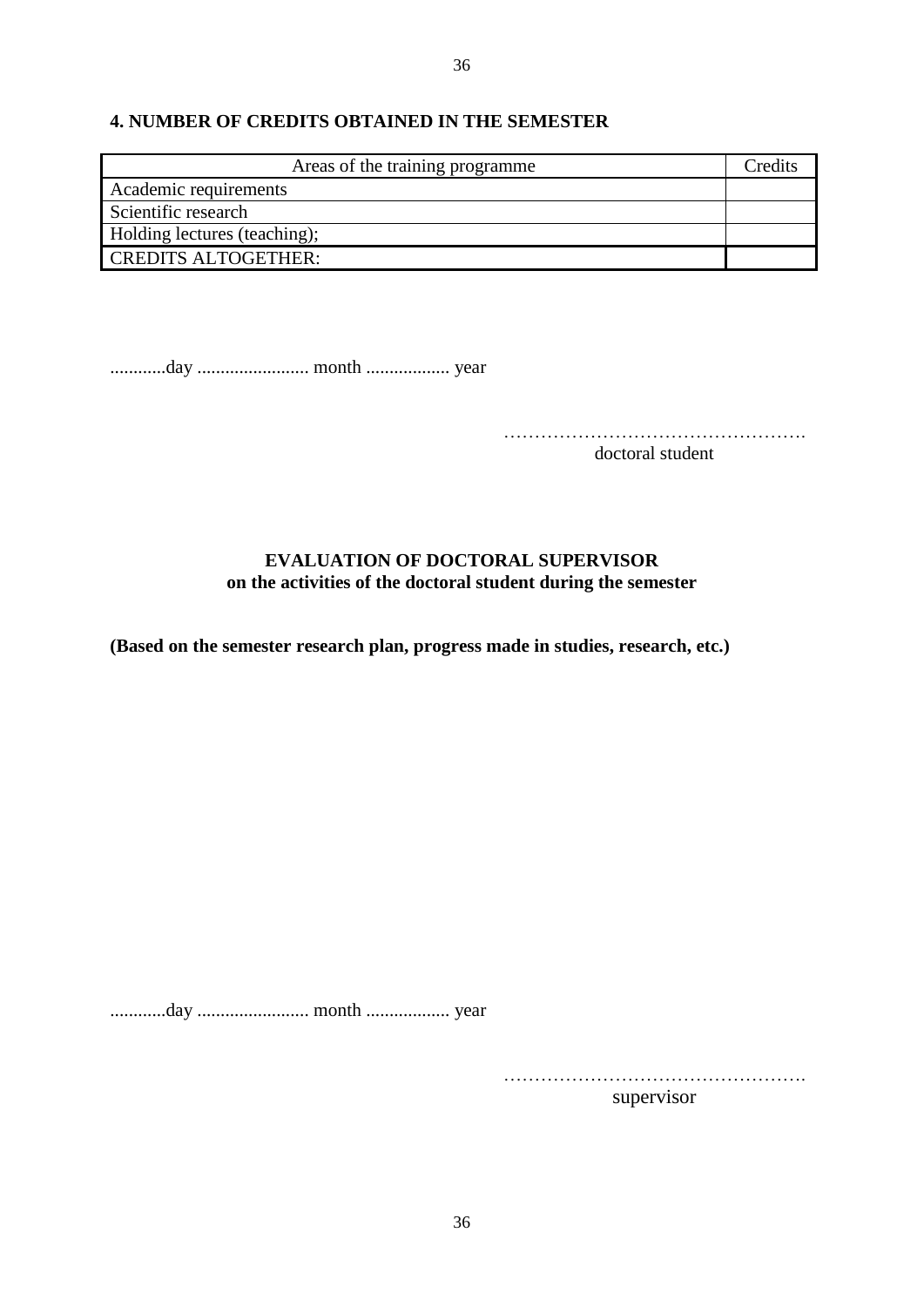## 4. NUMBER OF CREDITS OBTAINED IN THE SEMESTER

| Areas of the training programme | Credits |
|---|---|
| Academic requirements | |
| Scientific research | |
| Holding lectures (teaching); | |
| CREDITS ALTOGETHER: | |

............day ........................ month .................. year

…………………………………………
doctoral student

**EVALUATION OF DOCTORAL SUPERVISOR**
**on the activities of the doctoral student during the semester**

**(Based on the semester research plan, progress made in studies, research, etc.)**

............day ........................ month .................. year

…………………………………………
supervisor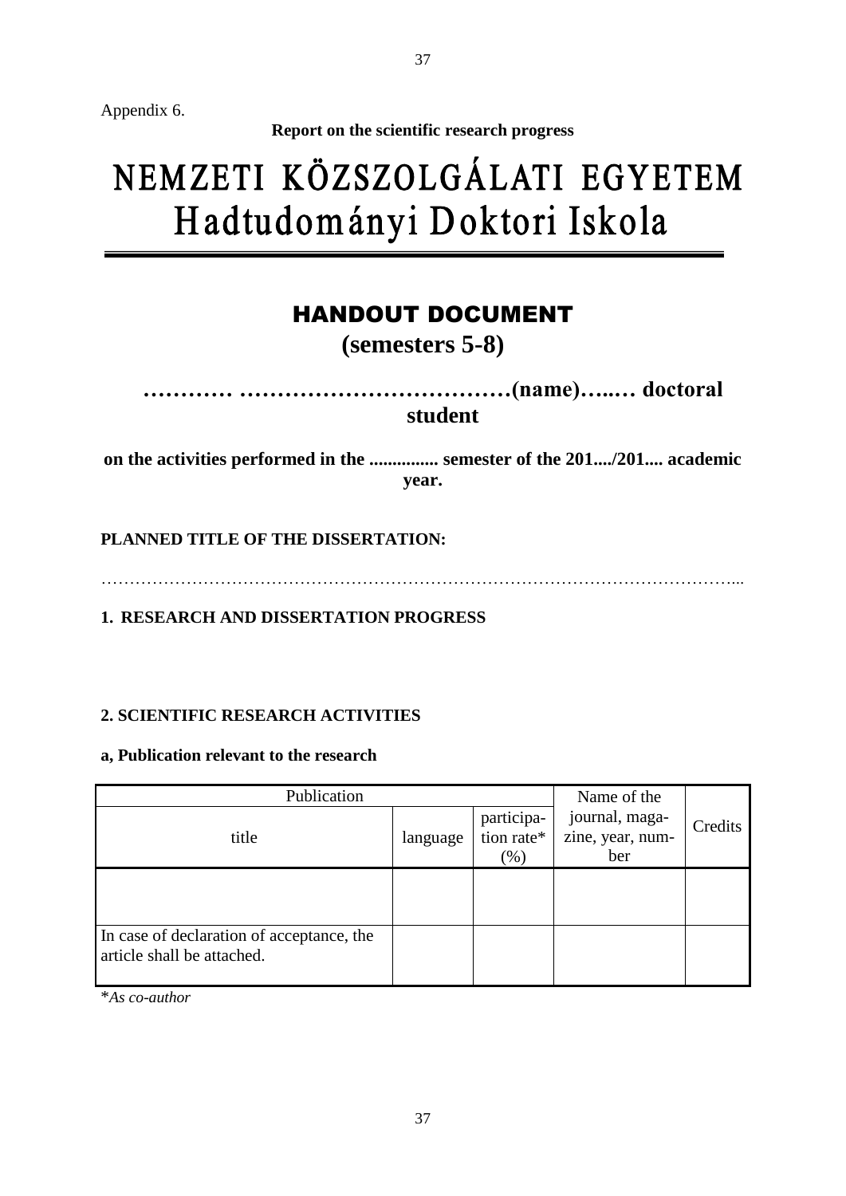Appendix 6.

**Report on the scientific research progress**

# NEMZETI KÖZSZOLGÁLATI EGYETEM
# Hadtudományi Doktori Iskola

---

## HANDOUT DOCUMENT

**(semesters 5-8)**

**………… ………………………………(name)…..… doctoral student**

**on the activities performed in the ............... semester of the 201..../201.... academic year.**

**PLANNED TITLE OF THE DISSERTATION:**

…………………………………………………………………………………………………...

**1. RESEARCH AND DISSERTATION PROGRESS**

**2. SCIENTIFIC RESEARCH ACTIVITIES**

**a, Publication relevant to the research**

| Publication | | | Name of the journal, magazine, year, number | Credits |
|---|---|---|---|---|
| title | language | participation rate* (%) | | |
| | | | | |
| In case of declaration of acceptance, the article shall be attached. | | | | |

**As co-author*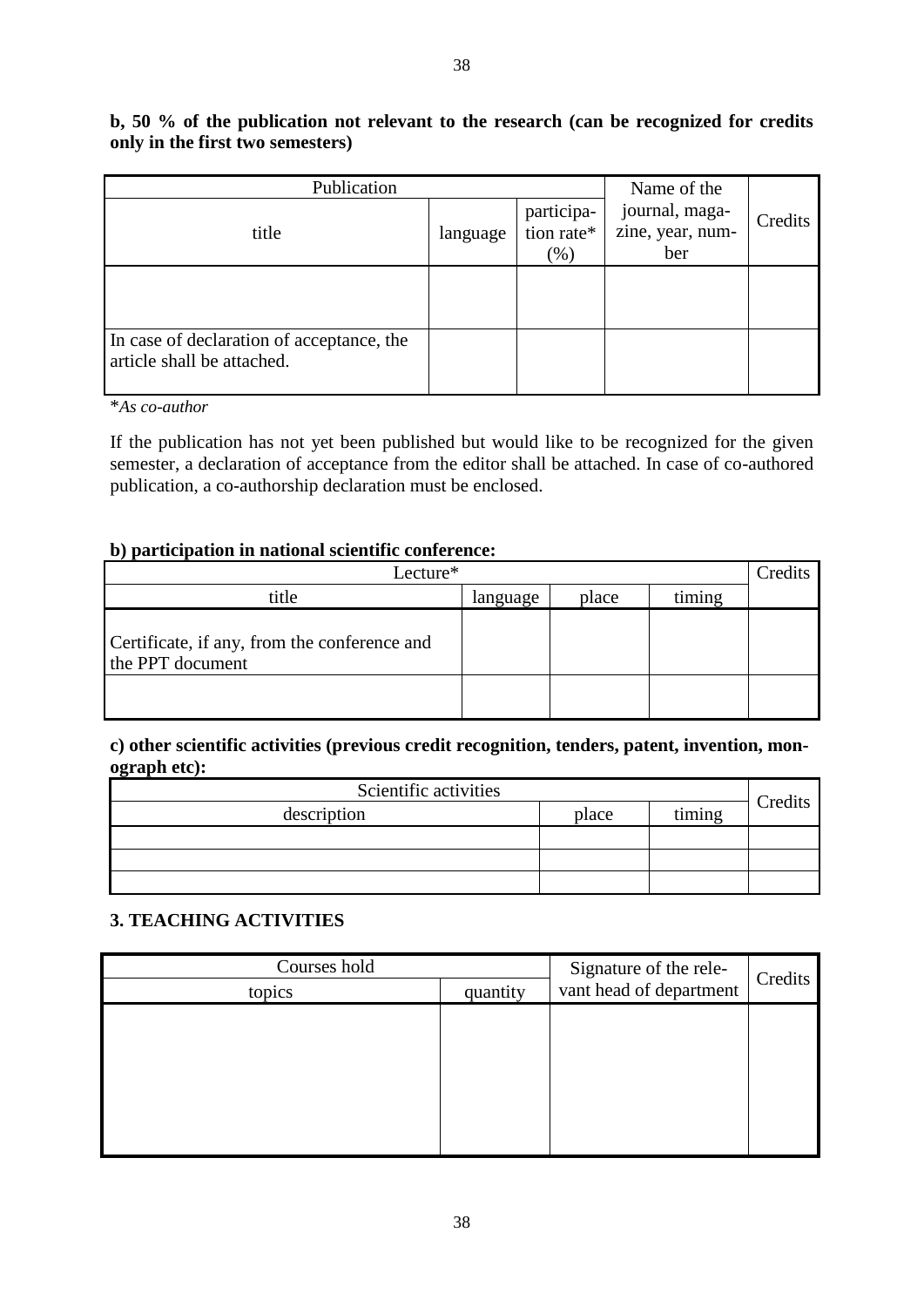**b, 50 % of the publication not relevant to the research (can be recognized for credits only in the first two semesters)**

| Publication | | | Name of the journal, magazine, year, number | Credits |
|---|---|---|---|---|
| title | language | participation rate* (%) | | |
| | | | | |
| In case of declaration of acceptance, the article shall be attached. | | | | |

**As co-author*

If the publication has not yet been published but would like to be recognized for the given semester, a declaration of acceptance from the editor shall be attached. In case of co-authored publication, a co-authorship declaration must be enclosed.

**b) participation in national scientific conference:**

| Lecture* | | | | Credits |
|---|---|---|---|---|
| title | language | place | timing | |
| Certificate, if any, from the conference and the PPT document | | | | |
| | | | | |

**c) other scientific activities (previous credit recognition, tenders, patent, invention, monograph etc):**

| Scientific activities | | | Credits |
|---|---|---|---|
| description | place | timing | |
| | | | |
| | | | |
| | | | |

## 3. TEACHING ACTIVITIES

| Courses hold | | Signature of the relevant head of department | Credits |
|---|---|---|---|
| topics | quantity | | |
| | | | |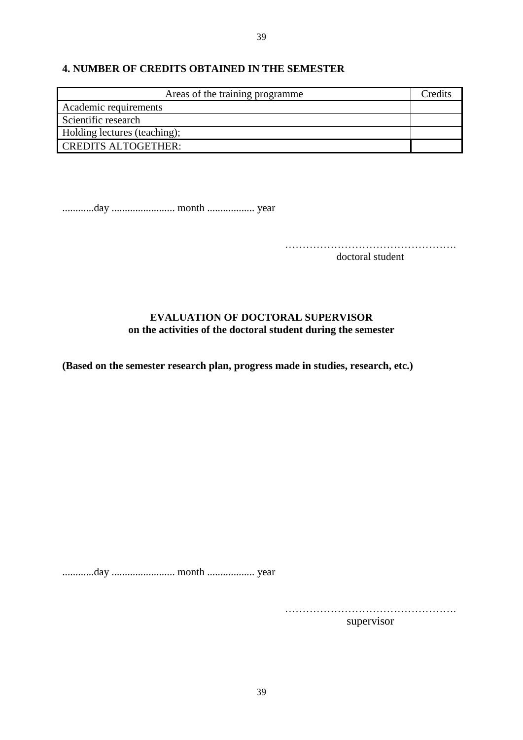## 4. NUMBER OF CREDITS OBTAINED IN THE SEMESTER

| Areas of the training programme | Credits |
|---|---|
| Academic requirements | |
| Scientific research | |
| Holding lectures (teaching); | |
| CREDITS ALTOGETHER: | |

............day ........................ month .................. year

………………………………………….
doctoral student

**EVALUATION OF DOCTORAL SUPERVISOR**
**on the activities of the doctoral student during the semester**

**(Based on the semester research plan, progress made in studies, research, etc.)**

............day ........................ month .................. year

………………………………………….
supervisor